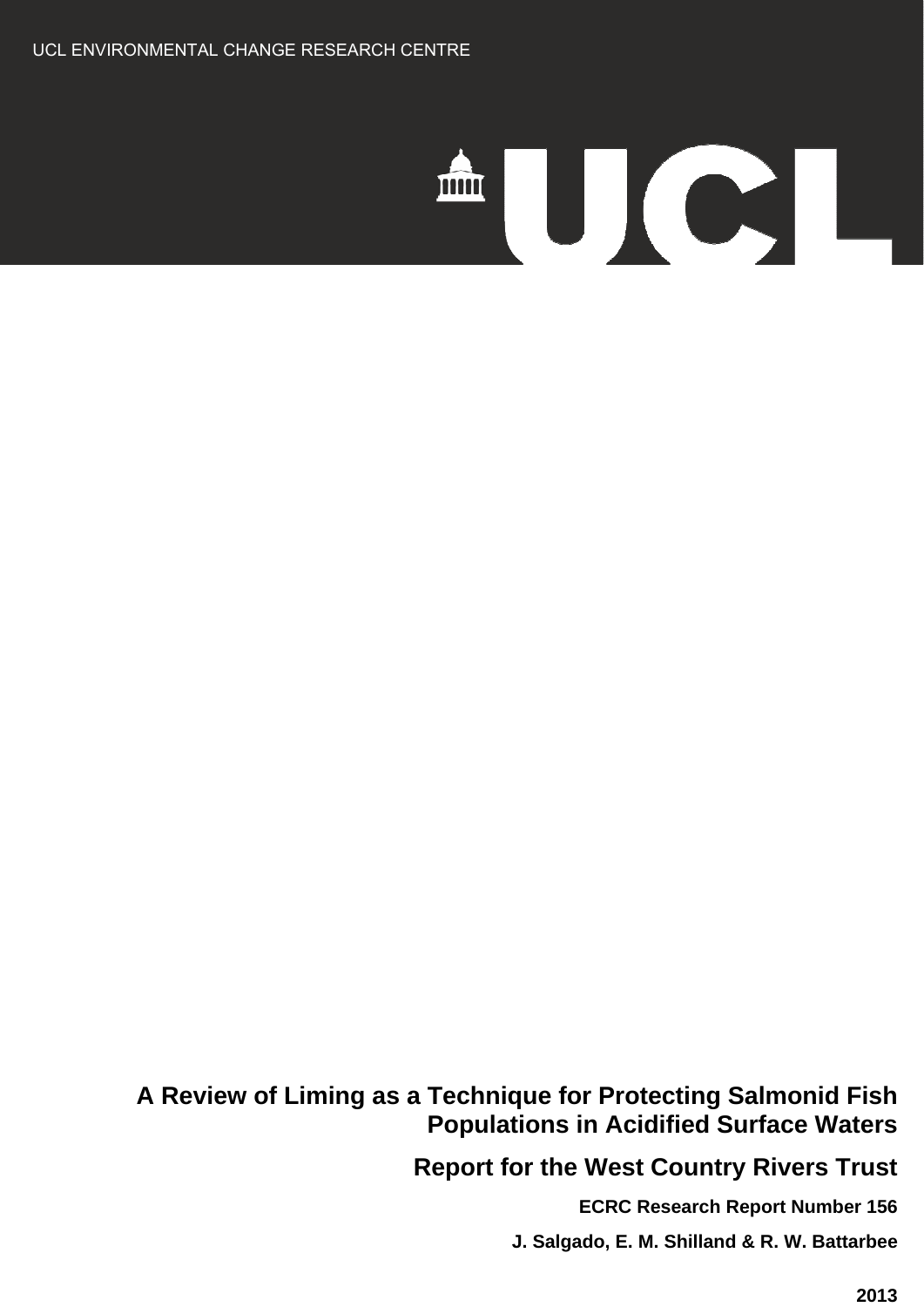UCL ENVIRONMENTAL CHANGE RESEARCH CENTRE

UCL

# A Review of Liming as a Technique for Protecting Salmonid Fish Populations in Acidified Surface Waters

## Report for the West Country Rivers Trust

**ECRC Research Report Number 156**

**J. Salgado, E. M. Shilland & R. W. Battarbee**

**2013**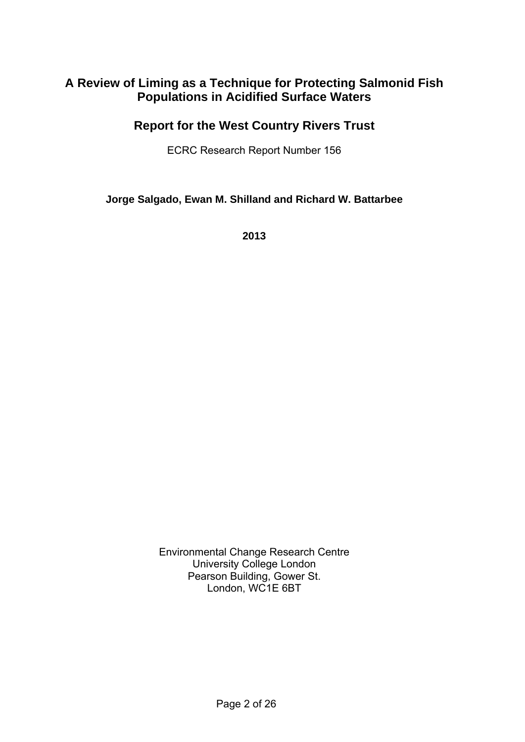# A Review of Liming as a Technique for Protecting Salmonid Fish Populations in Acidified Surface Waters

## Report for the West Country Rivers Trust

ECRC Research Report Number 156

**Jorge Salgado, Ewan M. Shilland and Richard W. Battarbee**

**2013**

Environmental Change Research Centre
University College London
Pearson Building, Gower St.
London, WC1E 6BT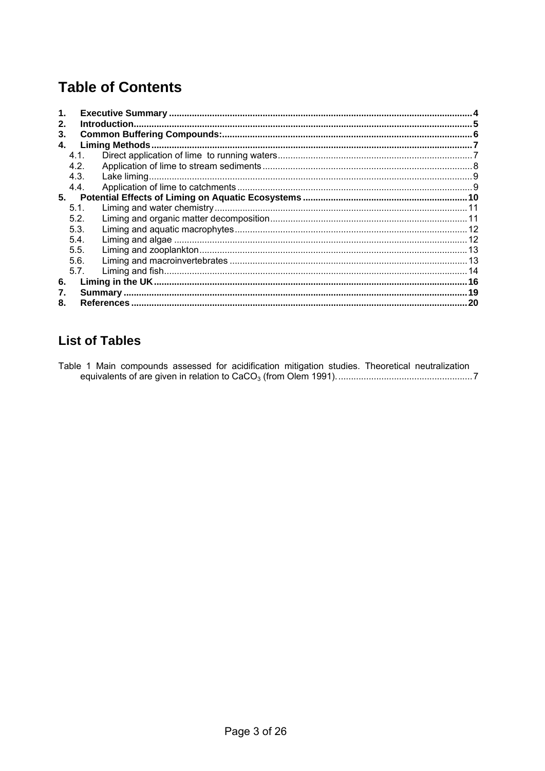# Table of Contents

1. **Executive Summary** ........................................................................................................................ 4
2. **Introduction** ...................................................................................................................................... 5
3. **Common Buffering Compounds:** .................................................................................................. 6
4. **Liming Methods** ................................................................................................................................ 7
   - 4.1. Direct application of lime to running waters ........................................................................... 7
   - 4.2. Application of lime to stream sediments ................................................................................. 8
   - 4.3. Lake liming ................................................................................................................................ 9
   - 4.4. Application of lime to catchments ........................................................................................... 9
5. **Potential Effects of Liming on Aquatic Ecosystems** ................................................................. 10
   - 5.1. Liming and water chemistry .................................................................................................. 11
   - 5.2. Liming and organic matter decomposition ............................................................................ 11
   - 5.3. Liming and aquatic macrophytes ........................................................................................... 12
   - 5.4. Liming and algae ................................................................................................................... 12
   - 5.5. Liming and zooplankton ........................................................................................................ 13
   - 5.6. Liming and macroinvertebrates ............................................................................................ 13
   - 5.7. Liming and fish ...................................................................................................................... 14
6. **Liming in the UK** ............................................................................................................................ 16
7. **Summary** ........................................................................................................................................ 19
8. **References** ..................................................................................................................................... 20

## List of Tables

Table 1 Main compounds assessed for acidification mitigation studies. Theoretical neutralization equivalents of are given in relation to $CaCO_3$ (from Olem 1991). ..................................................... 7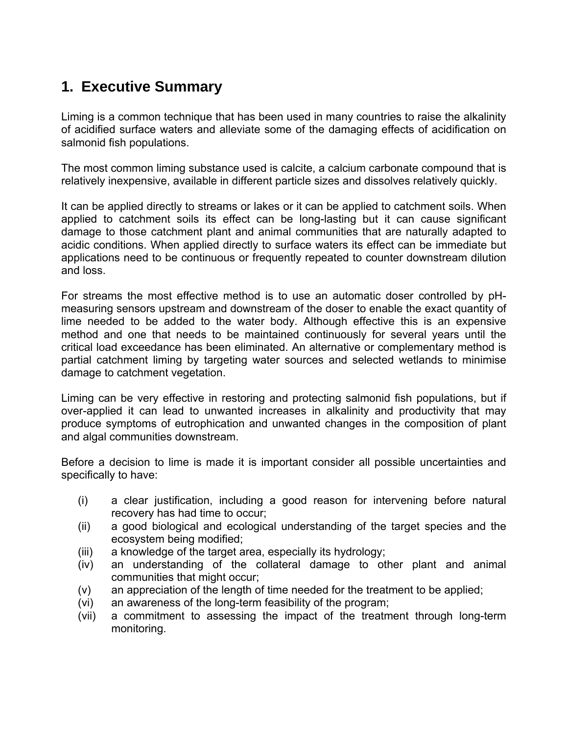# 1. Executive Summary

Liming is a common technique that has been used in many countries to raise the alkalinity of acidified surface waters and alleviate some of the damaging effects of acidification on salmonid fish populations.

The most common liming substance used is calcite, a calcium carbonate compound that is relatively inexpensive, available in different particle sizes and dissolves relatively quickly.

It can be applied directly to streams or lakes or it can be applied to catchment soils. When applied to catchment soils its effect can be long-lasting but it can cause significant damage to those catchment plant and animal communities that are naturally adapted to acidic conditions. When applied directly to surface waters its effect can be immediate but applications need to be continuous or frequently repeated to counter downstream dilution and loss.

For streams the most effective method is to use an automatic doser controlled by pH-measuring sensors upstream and downstream of the doser to enable the exact quantity of lime needed to be added to the water body. Although effective this is an expensive method and one that needs to be maintained continuously for several years until the critical load exceedance has been eliminated. An alternative or complementary method is partial catchment liming by targeting water sources and selected wetlands to minimise damage to catchment vegetation.

Liming can be very effective in restoring and protecting salmonid fish populations, but if over-applied it can lead to unwanted increases in alkalinity and productivity that may produce symptoms of eutrophication and unwanted changes in the composition of plant and algal communities downstream.

Before a decision to lime is made it is important consider all possible uncertainties and specifically to have:

(i) a clear justification, including a good reason for intervening before natural recovery has had time to occur;
(ii) a good biological and ecological understanding of the target species and the ecosystem being modified;
(iii) a knowledge of the target area, especially its hydrology;
(iv) an understanding of the collateral damage to other plant and animal communities that might occur;
(v) an appreciation of the length of time needed for the treatment to be applied;
(vi) an awareness of the long-term feasibility of the program;
(vii) a commitment to assessing the impact of the treatment through long-term monitoring.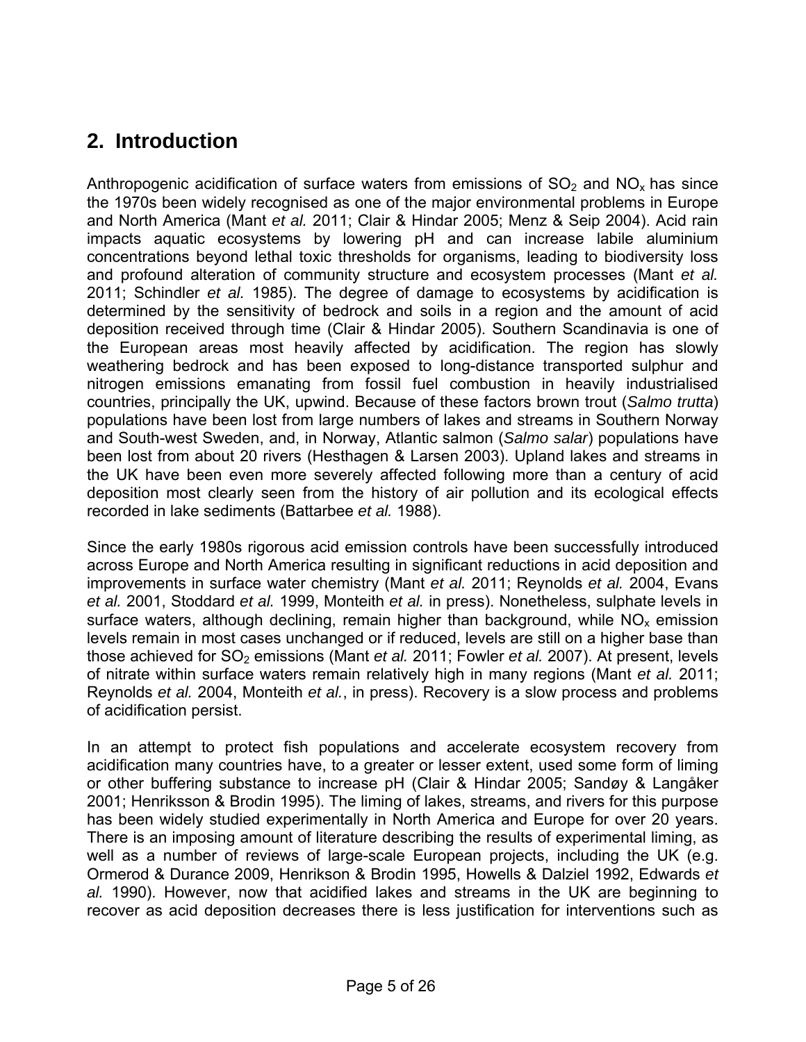## 2. Introduction

Anthropogenic acidification of surface waters from emissions of $SO_2$ and $NO_x$ has since the 1970s been widely recognised as one of the major environmental problems in Europe and North America (Mant *et al.* 2011; Clair & Hindar 2005; Menz & Seip 2004). Acid rain impacts aquatic ecosystems by lowering pH and can increase labile aluminium concentrations beyond lethal toxic thresholds for organisms, leading to biodiversity loss and profound alteration of community structure and ecosystem processes (Mant *et al.* 2011; Schindler *et al.* 1985). The degree of damage to ecosystems by acidification is determined by the sensitivity of bedrock and soils in a region and the amount of acid deposition received through time (Clair & Hindar 2005). Southern Scandinavia is one of the European areas most heavily affected by acidification. The region has slowly weathering bedrock and has been exposed to long-distance transported sulphur and nitrogen emissions emanating from fossil fuel combustion in heavily industrialised countries, principally the UK, upwind. Because of these factors brown trout (*Salmo trutta*) populations have been lost from large numbers of lakes and streams in Southern Norway and South-west Sweden, and, in Norway, Atlantic salmon (*Salmo salar*) populations have been lost from about 20 rivers (Hesthagen & Larsen 2003). Upland lakes and streams in the UK have been even more severely affected following more than a century of acid deposition most clearly seen from the history of air pollution and its ecological effects recorded in lake sediments (Battarbee *et al.* 1988).

Since the early 1980s rigorous acid emission controls have been successfully introduced across Europe and North America resulting in significant reductions in acid deposition and improvements in surface water chemistry (Mant *et al.* 2011; Reynolds *et al.* 2004, Evans *et al.* 2001, Stoddard *et al.* 1999, Monteith *et al.* in press). Nonetheless, sulphate levels in surface waters, although declining, remain higher than background, while $NO_x$ emission levels remain in most cases unchanged or if reduced, levels are still on a higher base than those achieved for $SO_2$ emissions (Mant *et al.* 2011; Fowler *et al.* 2007). At present, levels of nitrate within surface waters remain relatively high in many regions (Mant *et al.* 2011; Reynolds *et al.* 2004, Monteith *et al.*, in press). Recovery is a slow process and problems of acidification persist.

In an attempt to protect fish populations and accelerate ecosystem recovery from acidification many countries have, to a greater or lesser extent, used some form of liming or other buffering substance to increase pH (Clair & Hindar 2005; Sandøy & Langåker 2001; Henriksson & Brodin 1995). The liming of lakes, streams, and rivers for this purpose has been widely studied experimentally in North America and Europe for over 20 years. There is an imposing amount of literature describing the results of experimental liming, as well as a number of reviews of large-scale European projects, including the UK (e.g. Ormerod & Durance 2009, Henrikson & Brodin 1995, Howells & Dalziel 1992, Edwards *et al.* 1990). However, now that acidified lakes and streams in the UK are beginning to recover as acid deposition decreases there is less justification for interventions such as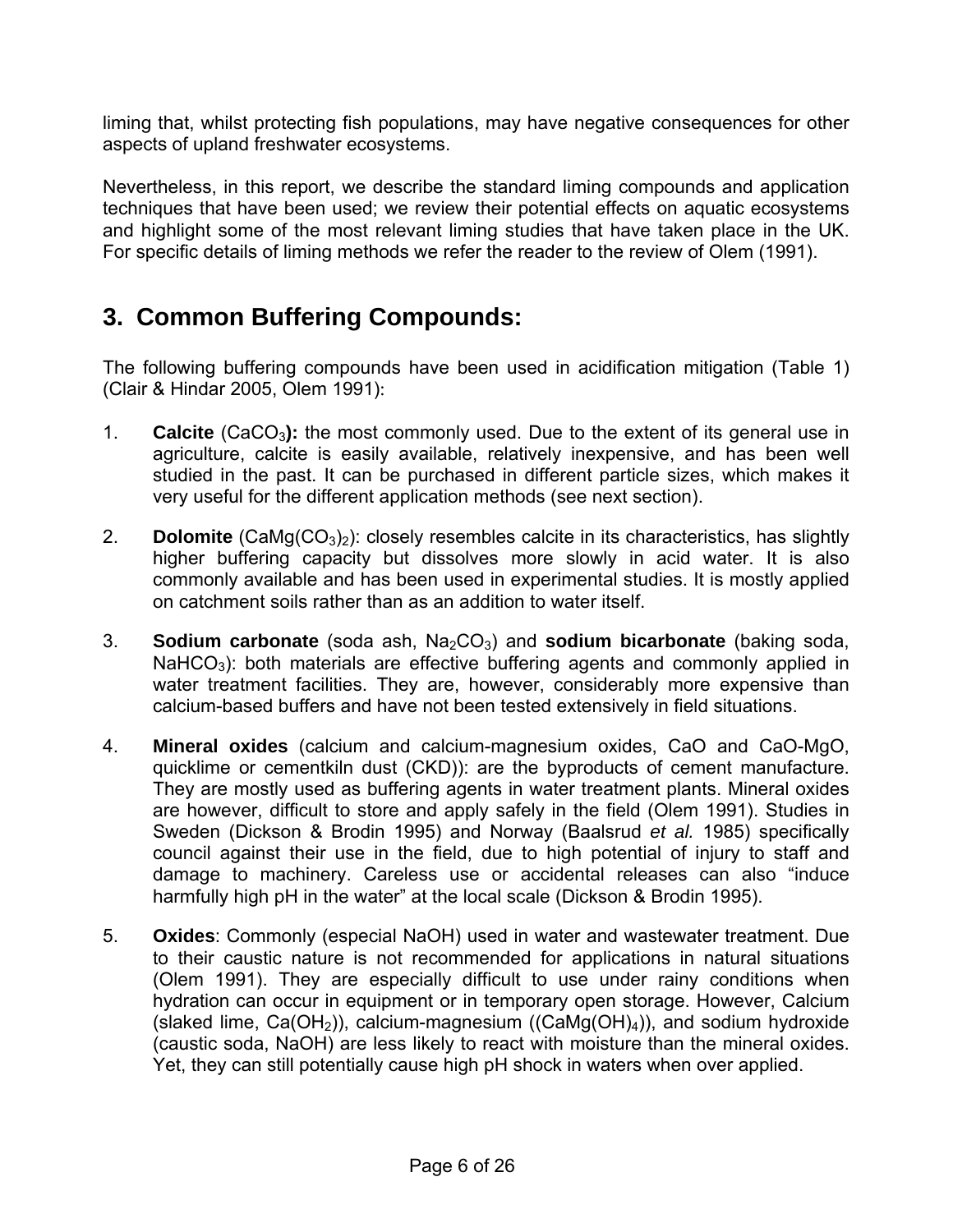liming that, whilst protecting fish populations, may have negative consequences for other aspects of upland freshwater ecosystems.

Nevertheless, in this report, we describe the standard liming compounds and application techniques that have been used; we review their potential effects on aquatic ecosystems and highlight some of the most relevant liming studies that have taken place in the UK. For specific details of liming methods we refer the reader to the review of Olem (1991).

## 3. Common Buffering Compounds:

The following buffering compounds have been used in acidification mitigation (Table 1) (Clair & Hindar 2005, Olem 1991):

1. **Calcite** ($CaCO_3$**):** the most commonly used. Due to the extent of its general use in agriculture, calcite is easily available, relatively inexpensive, and has been well studied in the past. It can be purchased in different particle sizes, which makes it very useful for the different application methods (see next section).

2. **Dolomite** ($CaMg(CO_3)_2$): closely resembles calcite in its characteristics, has slightly higher buffering capacity but dissolves more slowly in acid water. It is also commonly available and has been used in experimental studies. It is mostly applied on catchment soils rather than as an addition to water itself.

3. **Sodium carbonate** (soda ash, $Na_2CO_3$) and **sodium bicarbonate** (baking soda, $NaHCO_3$): both materials are effective buffering agents and commonly applied in water treatment facilities. They are, however, considerably more expensive than calcium-based buffers and have not been tested extensively in field situations.

4. **Mineral oxides** (calcium and calcium-magnesium oxides, CaO and CaO-MgO, quicklime or cementkiln dust (CKD)): are the byproducts of cement manufacture. They are mostly used as buffering agents in water treatment plants. Mineral oxides are however, difficult to store and apply safely in the field (Olem 1991). Studies in Sweden (Dickson & Brodin 1995) and Norway (Baalsrud *et al.* 1985) specifically council against their use in the field, due to high potential of injury to staff and damage to machinery. Careless use or accidental releases can also "induce harmfully high pH in the water" at the local scale (Dickson & Brodin 1995).

5. **Oxides**: Commonly (especial NaOH) used in water and wastewater treatment. Due to their caustic nature is not recommended for applications in natural situations (Olem 1991). They are especially difficult to use under rainy conditions when hydration can occur in equipment or in temporary open storage. However, Calcium (slaked lime, $Ca(OH_2)$), calcium-magnesium ($(CaMg(OH)_4)$), and sodium hydroxide (caustic soda, NaOH) are less likely to react with moisture than the mineral oxides. Yet, they can still potentially cause high pH shock in waters when over applied.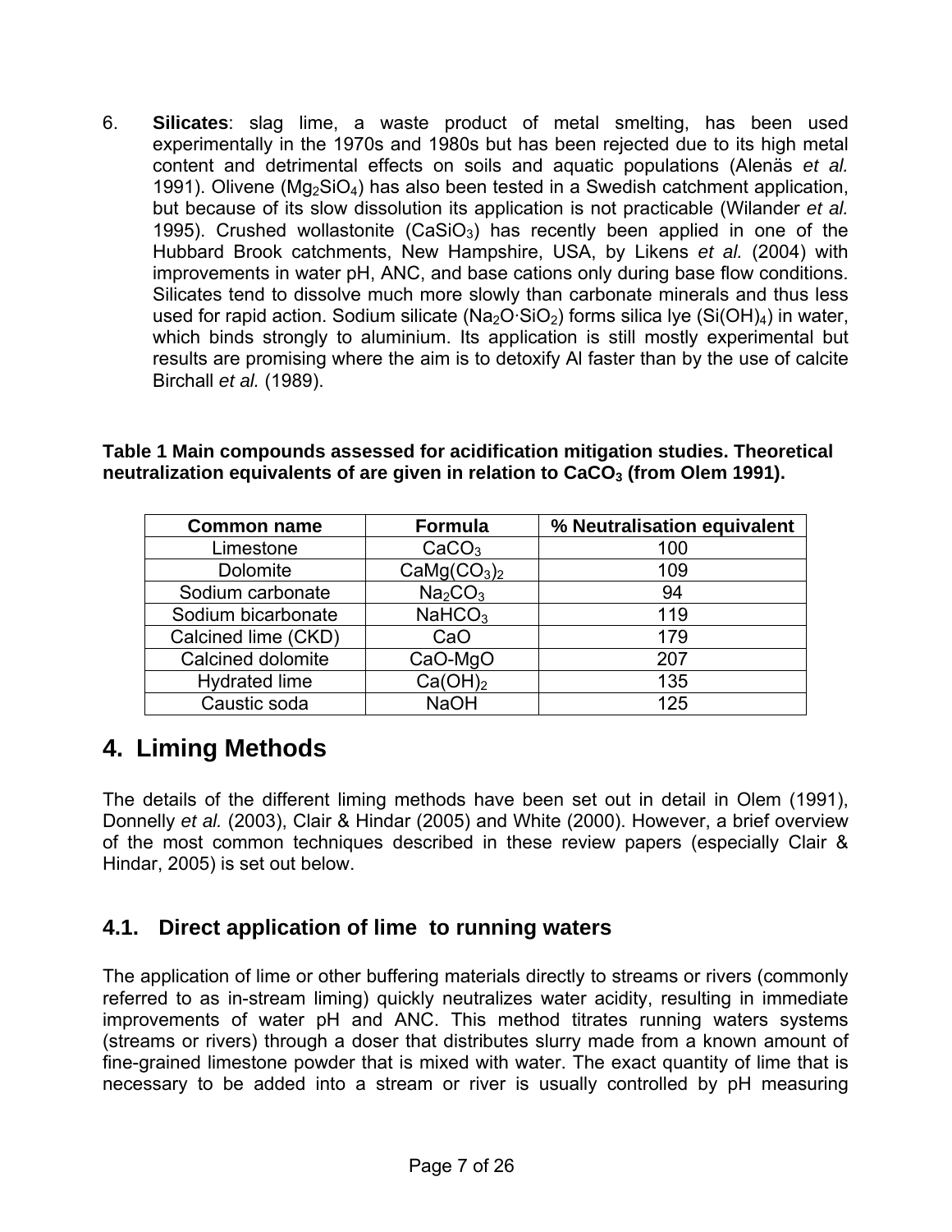6. **Silicates**: slag lime, a waste product of metal smelting, has been used experimentally in the 1970s and 1980s but has been rejected due to its high metal content and detrimental effects on soils and aquatic populations (Alenäs *et al.* 1991). Olivene ($Mg_2SiO_4$) has also been tested in a Swedish catchment application, but because of its slow dissolution its application is not practicable (Wilander *et al.* 1995). Crushed wollastonite ($CaSiO_3$) has recently been applied in one of the Hubbard Brook catchments, New Hampshire, USA, by Likens *et al.* (2004) with improvements in water pH, ANC, and base cations only during base flow conditions. Silicates tend to dissolve much more slowly than carbonate minerals and thus less used for rapid action. Sodium silicate ($Na_2O{\cdot}SiO_2$) forms silica lye ($Si(OH)_4$) in water, which binds strongly to aluminium. Its application is still mostly experimental but results are promising where the aim is to detoxify Al faster than by the use of calcite Birchall *et al.* (1989).

**Table 1 Main compounds assessed for acidification mitigation studies. Theoretical neutralization equivalents of are given in relation to $CaCO_3$ (from Olem 1991).**

| Common name | Formula | % Neutralisation equivalent |
|---|---|---|
| Limestone | $CaCO_3$ | 100 |
| Dolomite | $CaMg(CO_3)_2$ | 109 |
| Sodium carbonate | $Na_2CO_3$ | 94 |
| Sodium bicarbonate | $NaHCO_3$ | 119 |
| Calcined lime (CKD) | $CaO$ | 179 |
| Calcined dolomite | $CaO$-$MgO$ | 207 |
| Hydrated lime | $Ca(OH)_2$ | 135 |
| Caustic soda | $NaOH$ | 125 |

# 4. Liming Methods

The details of the different liming methods have been set out in detail in Olem (1991), Donnelly *et al.* (2003), Clair & Hindar (2005) and White (2000). However, a brief overview of the most common techniques described in these review papers (especially Clair & Hindar, 2005) is set out below.

## 4.1. Direct application of lime to running waters

The application of lime or other buffering materials directly to streams or rivers (commonly referred to as in-stream liming) quickly neutralizes water acidity, resulting in immediate improvements of water pH and ANC. This method titrates running waters systems (streams or rivers) through a doser that distributes slurry made from a known amount of fine-grained limestone powder that is mixed with water. The exact quantity of lime that is necessary to be added into a stream or river is usually controlled by pH measuring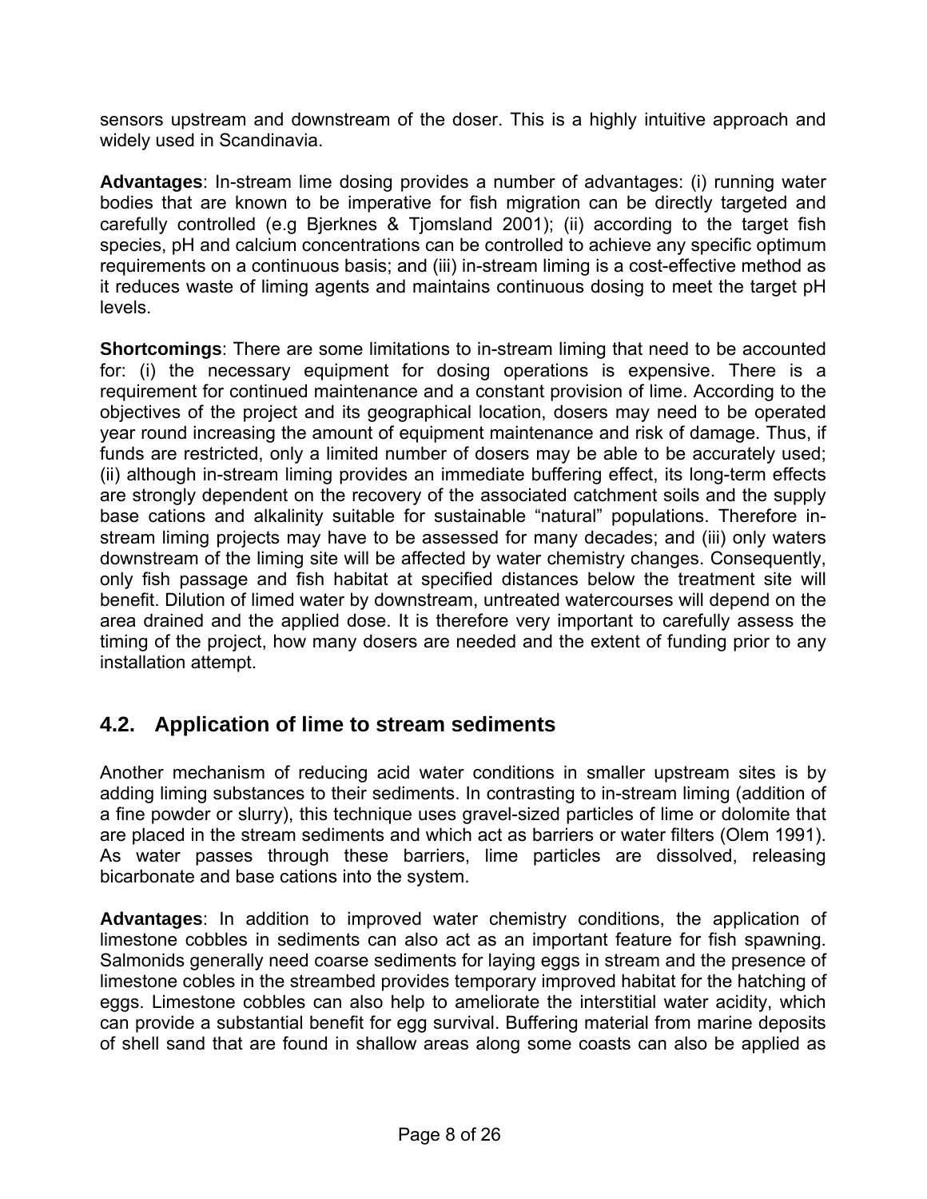sensors upstream and downstream of the doser. This is a highly intuitive approach and widely used in Scandinavia.

**Advantages**: In-stream lime dosing provides a number of advantages: (i) running water bodies that are known to be imperative for fish migration can be directly targeted and carefully controlled (e.g Bjerknes & Tjomsland 2001); (ii) according to the target fish species, pH and calcium concentrations can be controlled to achieve any specific optimum requirements on a continuous basis; and (iii) in-stream liming is a cost-effective method as it reduces waste of liming agents and maintains continuous dosing to meet the target pH levels.

**Shortcomings**: There are some limitations to in-stream liming that need to be accounted for: (i) the necessary equipment for dosing operations is expensive. There is a requirement for continued maintenance and a constant provision of lime. According to the objectives of the project and its geographical location, dosers may need to be operated year round increasing the amount of equipment maintenance and risk of damage. Thus, if funds are restricted, only a limited number of dosers may be able to be accurately used; (ii) although in-stream liming provides an immediate buffering effect, its long-term effects are strongly dependent on the recovery of the associated catchment soils and the supply base cations and alkalinity suitable for sustainable "natural" populations. Therefore in-stream liming projects may have to be assessed for many decades; and (iii) only waters downstream of the liming site will be affected by water chemistry changes. Consequently, only fish passage and fish habitat at specified distances below the treatment site will benefit. Dilution of limed water by downstream, untreated watercourses will depend on the area drained and the applied dose. It is therefore very important to carefully assess the timing of the project, how many dosers are needed and the extent of funding prior to any installation attempt.

## 4.2. Application of lime to stream sediments

Another mechanism of reducing acid water conditions in smaller upstream sites is by adding liming substances to their sediments. In contrasting to in-stream liming (addition of a fine powder or slurry), this technique uses gravel-sized particles of lime or dolomite that are placed in the stream sediments and which act as barriers or water filters (Olem 1991). As water passes through these barriers, lime particles are dissolved, releasing bicarbonate and base cations into the system.

**Advantages**: In addition to improved water chemistry conditions, the application of limestone cobbles in sediments can also act as an important feature for fish spawning. Salmonids generally need coarse sediments for laying eggs in stream and the presence of limestone cobles in the streambed provides temporary improved habitat for the hatching of eggs. Limestone cobbles can also help to ameliorate the interstitial water acidity, which can provide a substantial benefit for egg survival. Buffering material from marine deposits of shell sand that are found in shallow areas along some coasts can also be applied as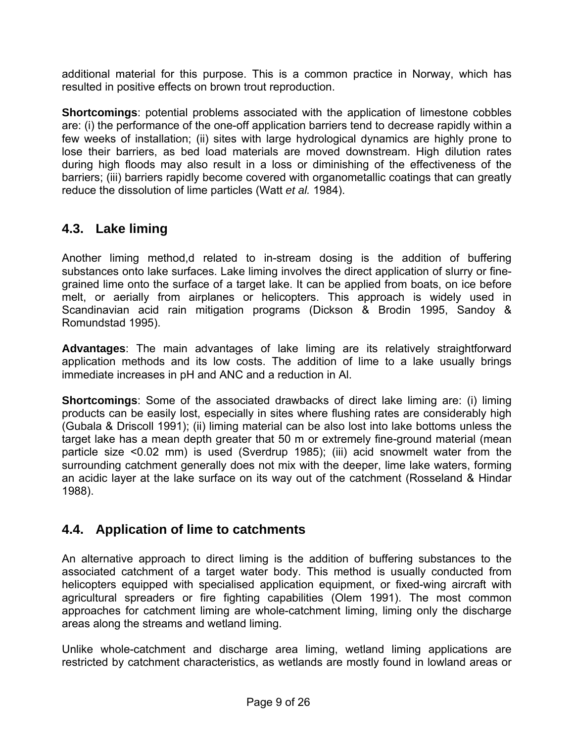additional material for this purpose. This is a common practice in Norway, which has resulted in positive effects on brown trout reproduction.

**Shortcomings**: potential problems associated with the application of limestone cobbles are: (i) the performance of the one-off application barriers tend to decrease rapidly within a few weeks of installation; (ii) sites with large hydrological dynamics are highly prone to lose their barriers, as bed load materials are moved downstream. High dilution rates during high floods may also result in a loss or diminishing of the effectiveness of the barriers; (iii) barriers rapidly become covered with organometallic coatings that can greatly reduce the dissolution of lime particles (Watt *et al.* 1984).

## 4.3. Lake liming

Another liming method,d related to in-stream dosing is the addition of buffering substances onto lake surfaces. Lake liming involves the direct application of slurry or fine-grained lime onto the surface of a target lake. It can be applied from boats, on ice before melt, or aerially from airplanes or helicopters. This approach is widely used in Scandinavian acid rain mitigation programs (Dickson & Brodin 1995, Sandoy & Romundstad 1995).

**Advantages**: The main advantages of lake liming are its relatively straightforward application methods and its low costs. The addition of lime to a lake usually brings immediate increases in pH and ANC and a reduction in Al.

**Shortcomings**: Some of the associated drawbacks of direct lake liming are: (i) liming products can be easily lost, especially in sites where flushing rates are considerably high (Gubala & Driscoll 1991); (ii) liming material can be also lost into lake bottoms unless the target lake has a mean depth greater that 50 m or extremely fine-ground material (mean particle size <0.02 mm) is used (Sverdrup 1985); (iii) acid snowmelt water from the surrounding catchment generally does not mix with the deeper, lime lake waters, forming an acidic layer at the lake surface on its way out of the catchment (Rosseland & Hindar 1988).

## 4.4. Application of lime to catchments

An alternative approach to direct liming is the addition of buffering substances to the associated catchment of a target water body. This method is usually conducted from helicopters equipped with specialised application equipment, or fixed-wing aircraft with agricultural spreaders or fire fighting capabilities (Olem 1991). The most common approaches for catchment liming are whole-catchment liming, liming only the discharge areas along the streams and wetland liming.

Unlike whole-catchment and discharge area liming, wetland liming applications are restricted by catchment characteristics, as wetlands are mostly found in lowland areas or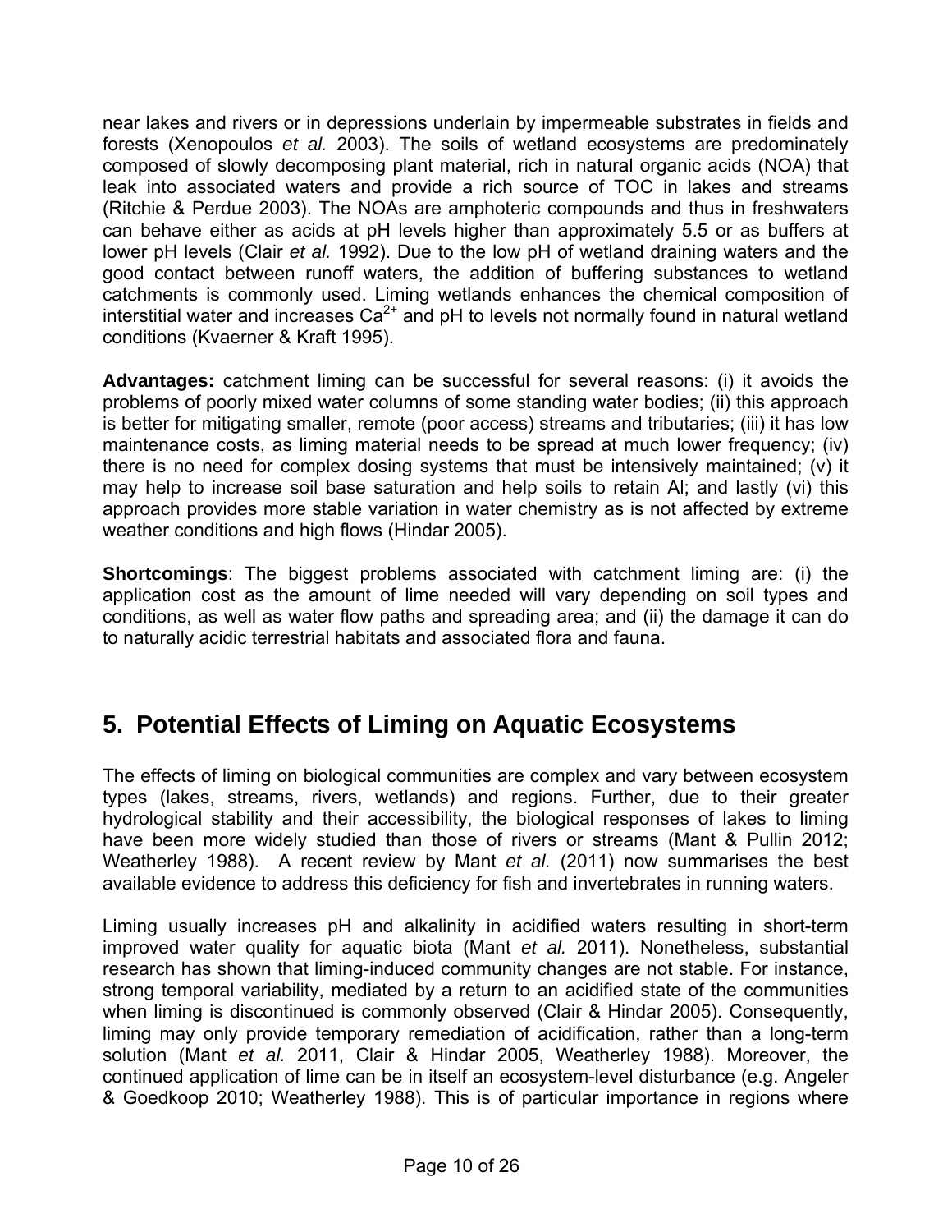near lakes and rivers or in depressions underlain by impermeable substrates in fields and forests (Xenopoulos *et al.* 2003). The soils of wetland ecosystems are predominately composed of slowly decomposing plant material, rich in natural organic acids (NOA) that leak into associated waters and provide a rich source of TOC in lakes and streams (Ritchie & Perdue 2003). The NOAs are amphoteric compounds and thus in freshwaters can behave either as acids at pH levels higher than approximately 5.5 or as buffers at lower pH levels (Clair *et al.* 1992). Due to the low pH of wetland draining waters and the good contact between runoff waters, the addition of buffering substances to wetland catchments is commonly used. Liming wetlands enhances the chemical composition of interstitial water and increases $Ca^{2+}$ and pH to levels not normally found in natural wetland conditions (Kvaerner & Kraft 1995).

**Advantages:** catchment liming can be successful for several reasons: (i) it avoids the problems of poorly mixed water columns of some standing water bodies; (ii) this approach is better for mitigating smaller, remote (poor access) streams and tributaries; (iii) it has low maintenance costs, as liming material needs to be spread at much lower frequency; (iv) there is no need for complex dosing systems that must be intensively maintained; (v) it may help to increase soil base saturation and help soils to retain Al; and lastly (vi) this approach provides more stable variation in water chemistry as is not affected by extreme weather conditions and high flows (Hindar 2005).

**Shortcomings**: The biggest problems associated with catchment liming are: (i) the application cost as the amount of lime needed will vary depending on soil types and conditions, as well as water flow paths and spreading area; and (ii) the damage it can do to naturally acidic terrestrial habitats and associated flora and fauna.

## 5. Potential Effects of Liming on Aquatic Ecosystems

The effects of liming on biological communities are complex and vary between ecosystem types (lakes, streams, rivers, wetlands) and regions. Further, due to their greater hydrological stability and their accessibility, the biological responses of lakes to liming have been more widely studied than those of rivers or streams (Mant & Pullin 2012; Weatherley 1988). A recent review by Mant *et al.* (2011) now summarises the best available evidence to address this deficiency for fish and invertebrates in running waters.

Liming usually increases pH and alkalinity in acidified waters resulting in short-term improved water quality for aquatic biota (Mant *et al.* 2011). Nonetheless, substantial research has shown that liming-induced community changes are not stable. For instance, strong temporal variability, mediated by a return to an acidified state of the communities when liming is discontinued is commonly observed (Clair & Hindar 2005). Consequently, liming may only provide temporary remediation of acidification, rather than a long-term solution (Mant *et al.* 2011, Clair & Hindar 2005, Weatherley 1988). Moreover, the continued application of lime can be in itself an ecosystem-level disturbance (e.g. Angeler & Goedkoop 2010; Weatherley 1988). This is of particular importance in regions where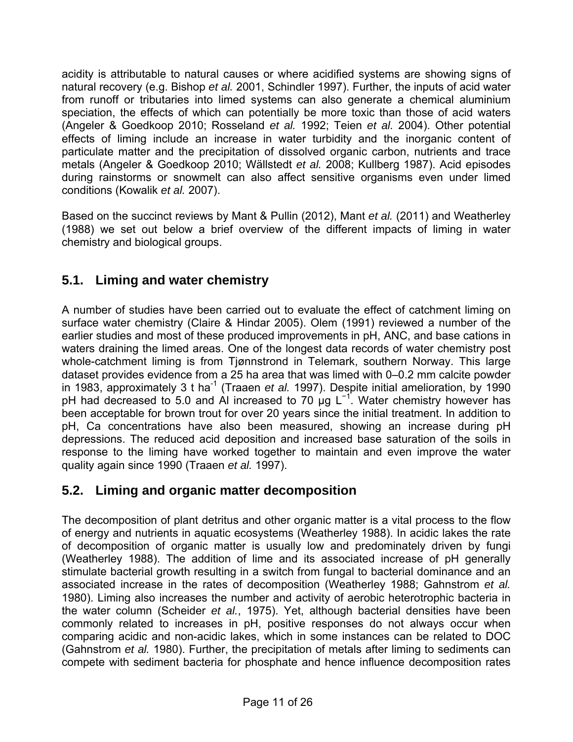acidity is attributable to natural causes or where acidified systems are showing signs of natural recovery (e.g. Bishop *et al.* 2001, Schindler 1997). Further, the inputs of acid water from runoff or tributaries into limed systems can also generate a chemical aluminium speciation, the effects of which can potentially be more toxic than those of acid waters (Angeler & Goedkoop 2010; Rosseland *et al.* 1992; Teien *et al.* 2004). Other potential effects of liming include an increase in water turbidity and the inorganic content of particulate matter and the precipitation of dissolved organic carbon, nutrients and trace metals (Angeler & Goedkoop 2010; Wällstedt *et al.* 2008; Kullberg 1987). Acid episodes during rainstorms or snowmelt can also affect sensitive organisms even under limed conditions (Kowalik *et al.* 2007).

Based on the succinct reviews by Mant & Pullin (2012), Mant *et al.* (2011) and Weatherley (1988) we set out below a brief overview of the different impacts of liming in water chemistry and biological groups.

## 5.1. Liming and water chemistry

A number of studies have been carried out to evaluate the effect of catchment liming on surface water chemistry (Claire & Hindar 2005). Olem (1991) reviewed a number of the earlier studies and most of these produced improvements in pH, ANC, and base cations in waters draining the limed areas. One of the longest data records of water chemistry post whole-catchment liming is from Tjønnstrond in Telemark, southern Norway. This large dataset provides evidence from a 25 ha area that was limed with 0–0.2 mm calcite powder in 1983, approximately 3 t $ha^{-1}$ (Traaen *et al.* 1997). Despite initial amelioration, by 1990 pH had decreased to 5.0 and Al increased to 70 μg $L^{-1}$. Water chemistry however has been acceptable for brown trout for over 20 years since the initial treatment. In addition to pH, Ca concentrations have also been measured, showing an increase during pH depressions. The reduced acid deposition and increased base saturation of the soils in response to the liming have worked together to maintain and even improve the water quality again since 1990 (Traaen *et al.* 1997).

## 5.2. Liming and organic matter decomposition

The decomposition of plant detritus and other organic matter is a vital process to the flow of energy and nutrients in aquatic ecosystems (Weatherley 1988). In acidic lakes the rate of decomposition of organic matter is usually low and predominately driven by fungi (Weatherley 1988). The addition of lime and its associated increase of pH generally stimulate bacterial growth resulting in a switch from fungal to bacterial dominance and an associated increase in the rates of decomposition (Weatherley 1988; Gahnstrom *et al.* 1980). Liming also increases the number and activity of aerobic heterotrophic bacteria in the water column (Scheider *et al.*, 1975). Yet, although bacterial densities have been commonly related to increases in pH, positive responses do not always occur when comparing acidic and non-acidic lakes, which in some instances can be related to DOC (Gahnstrom *et al.* 1980). Further, the precipitation of metals after liming to sediments can compete with sediment bacteria for phosphate and hence influence decomposition rates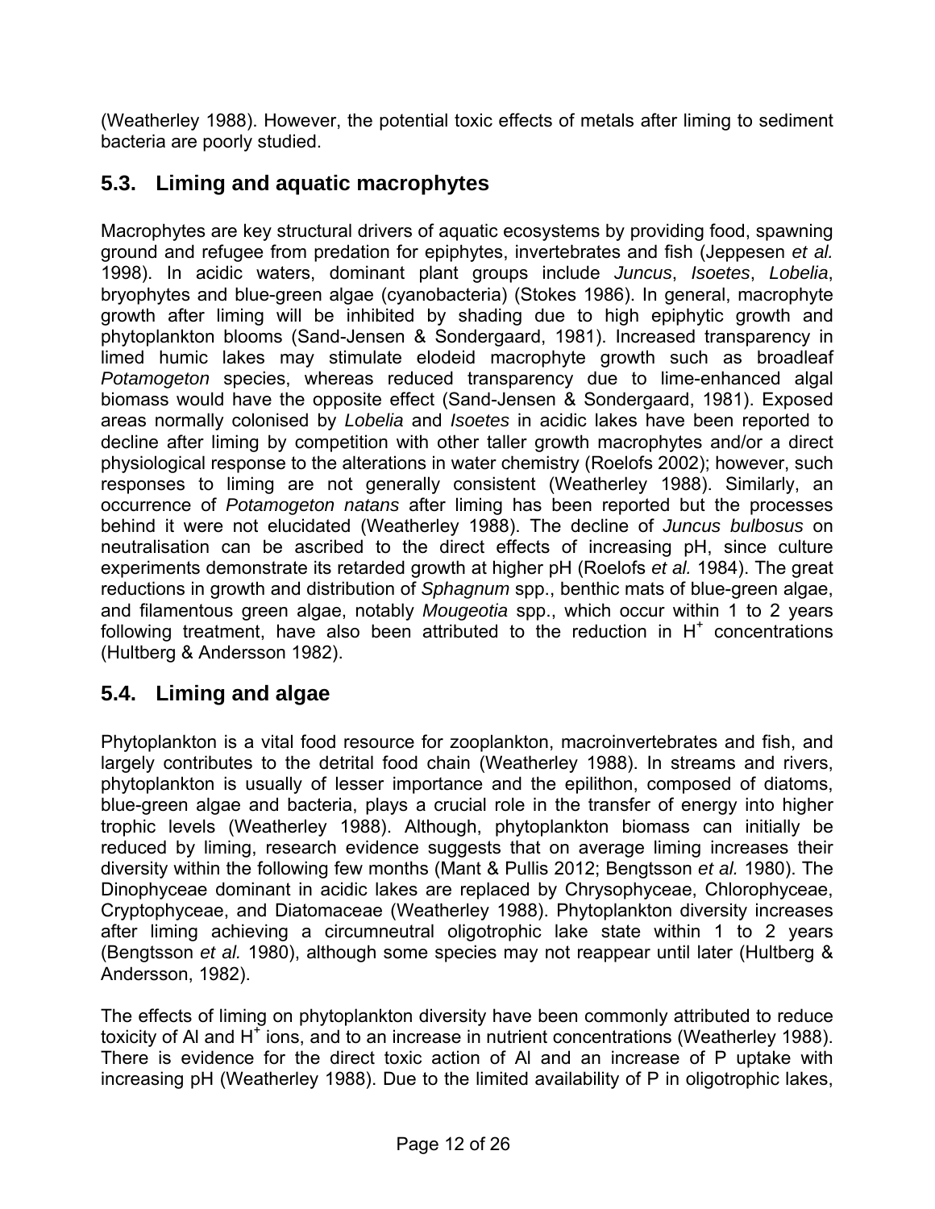(Weatherley 1988). However, the potential toxic effects of metals after liming to sediment bacteria are poorly studied.

## 5.3. Liming and aquatic macrophytes

Macrophytes are key structural drivers of aquatic ecosystems by providing food, spawning ground and refugee from predation for epiphytes, invertebrates and fish (Jeppesen *et al.* 1998). In acidic waters, dominant plant groups include *Juncus*, *Isoetes*, *Lobelia*, bryophytes and blue-green algae (cyanobacteria) (Stokes 1986). In general, macrophyte growth after liming will be inhibited by shading due to high epiphytic growth and phytoplankton blooms (Sand-Jensen & Sondergaard, 1981). Increased transparency in limed humic lakes may stimulate elodeid macrophyte growth such as broadleaf *Potamogeton* species, whereas reduced transparency due to lime-enhanced algal biomass would have the opposite effect (Sand-Jensen & Sondergaard, 1981). Exposed areas normally colonised by *Lobelia* and *Isoetes* in acidic lakes have been reported to decline after liming by competition with other taller growth macrophytes and/or a direct physiological response to the alterations in water chemistry (Roelofs 2002); however, such responses to liming are not generally consistent (Weatherley 1988). Similarly, an occurrence of *Potamogeton natans* after liming has been reported but the processes behind it were not elucidated (Weatherley 1988). The decline of *Juncus bulbosus* on neutralisation can be ascribed to the direct effects of increasing pH, since culture experiments demonstrate its retarded growth at higher pH (Roelofs *et al.* 1984). The great reductions in growth and distribution of *Sphagnum* spp., benthic mats of blue-green algae, and filamentous green algae, notably *Mougeotia* spp., which occur within 1 to 2 years following treatment, have also been attributed to the reduction in $H^+$ concentrations (Hultberg & Andersson 1982).

## 5.4. Liming and algae

Phytoplankton is a vital food resource for zooplankton, macroinvertebrates and fish, and largely contributes to the detrital food chain (Weatherley 1988). In streams and rivers, phytoplankton is usually of lesser importance and the epilithon, composed of diatoms, blue-green algae and bacteria, plays a crucial role in the transfer of energy into higher trophic levels (Weatherley 1988). Although, phytoplankton biomass can initially be reduced by liming, research evidence suggests that on average liming increases their diversity within the following few months (Mant & Pullis 2012; Bengtsson *et al.* 1980). The Dinophyceae dominant in acidic lakes are replaced by Chrysophyceae, Chlorophyceae, Cryptophyceae, and Diatomaceae (Weatherley 1988). Phytoplankton diversity increases after liming achieving a circumneutral oligotrophic lake state within 1 to 2 years (Bengtsson *et al.* 1980), although some species may not reappear until later (Hultberg & Andersson, 1982).

The effects of liming on phytoplankton diversity have been commonly attributed to reduce toxicity of Al and $H^+$ ions, and to an increase in nutrient concentrations (Weatherley 1988). There is evidence for the direct toxic action of Al and an increase of P uptake with increasing pH (Weatherley 1988). Due to the limited availability of P in oligotrophic lakes,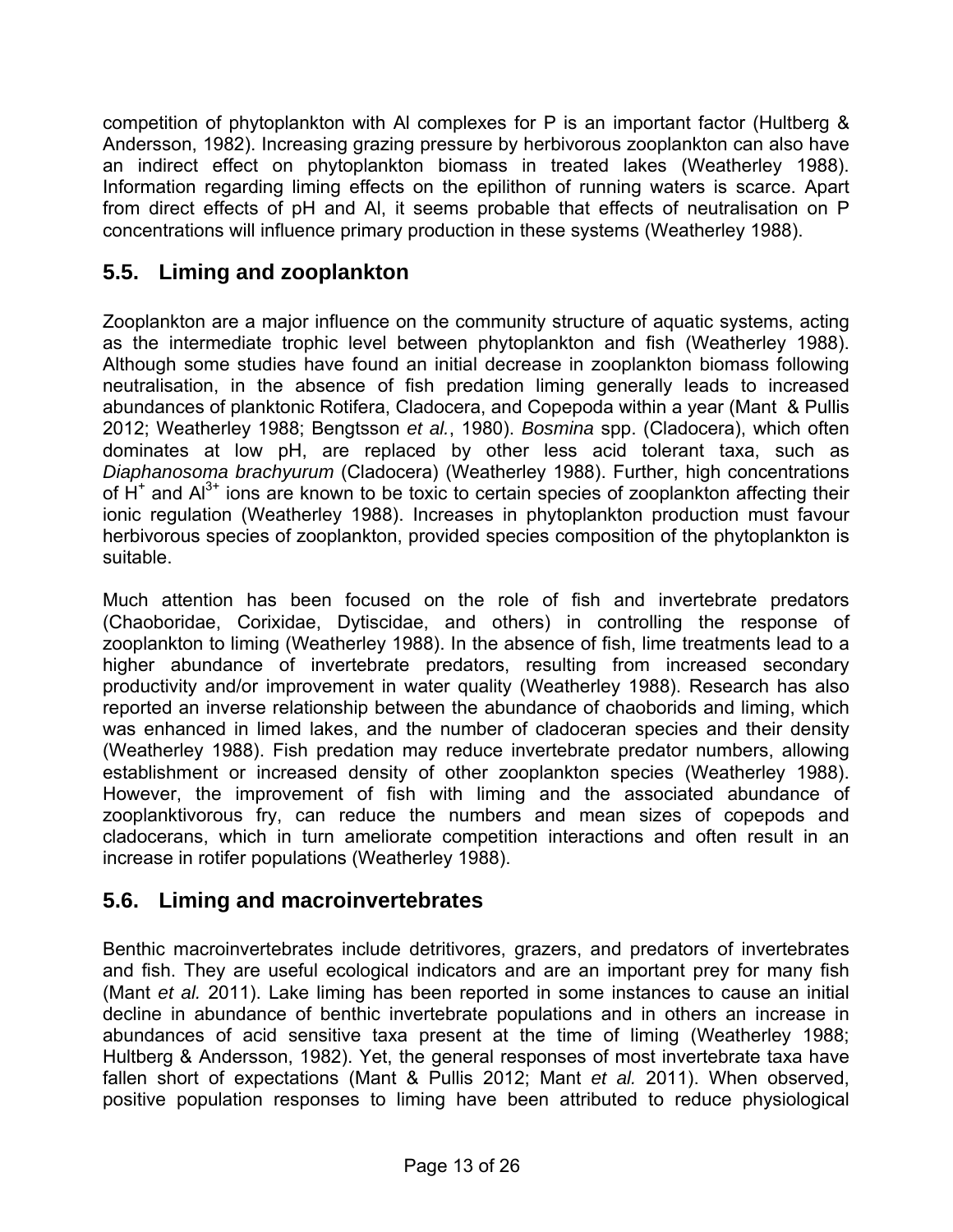competition of phytoplankton with Al complexes for P is an important factor (Hultberg & Andersson, 1982). Increasing grazing pressure by herbivorous zooplankton can also have an indirect effect on phytoplankton biomass in treated lakes (Weatherley 1988). Information regarding liming effects on the epilithon of running waters is scarce. Apart from direct effects of pH and Al, it seems probable that effects of neutralisation on P concentrations will influence primary production in these systems (Weatherley 1988).

## 5.5. Liming and zooplankton

Zooplankton are a major influence on the community structure of aquatic systems, acting as the intermediate trophic level between phytoplankton and fish (Weatherley 1988). Although some studies have found an initial decrease in zooplankton biomass following neutralisation, in the absence of fish predation liming generally leads to increased abundances of planktonic Rotifera, Cladocera, and Copepoda within a year (Mant & Pullis 2012; Weatherley 1988; Bengtsson *et al.*, 1980). *Bosmina* spp. (Cladocera), which often dominates at low pH, are replaced by other less acid tolerant taxa, such as *Diaphanosoma brachyurum* (Cladocera) (Weatherley 1988). Further, high concentrations of $H^+$ and $Al^{3+}$ ions are known to be toxic to certain species of zooplankton affecting their ionic regulation (Weatherley 1988). Increases in phytoplankton production must favour herbivorous species of zooplankton, provided species composition of the phytoplankton is suitable.

Much attention has been focused on the role of fish and invertebrate predators (Chaoboridae, Corixidae, Dytiscidae, and others) in controlling the response of zooplankton to liming (Weatherley 1988). In the absence of fish, lime treatments lead to a higher abundance of invertebrate predators, resulting from increased secondary productivity and/or improvement in water quality (Weatherley 1988). Research has also reported an inverse relationship between the abundance of chaoborids and liming, which was enhanced in limed lakes, and the number of cladoceran species and their density (Weatherley 1988). Fish predation may reduce invertebrate predator numbers, allowing establishment or increased density of other zooplankton species (Weatherley 1988). However, the improvement of fish with liming and the associated abundance of zooplanktivorous fry, can reduce the numbers and mean sizes of copepods and cladocerans, which in turn ameliorate competition interactions and often result in an increase in rotifer populations (Weatherley 1988).

## 5.6. Liming and macroinvertebrates

Benthic macroinvertebrates include detritivores, grazers, and predators of invertebrates and fish. They are useful ecological indicators and are an important prey for many fish (Mant *et al.* 2011). Lake liming has been reported in some instances to cause an initial decline in abundance of benthic invertebrate populations and in others an increase in abundances of acid sensitive taxa present at the time of liming (Weatherley 1988; Hultberg & Andersson, 1982). Yet, the general responses of most invertebrate taxa have fallen short of expectations (Mant & Pullis 2012; Mant *et al.* 2011). When observed, positive population responses to liming have been attributed to reduce physiological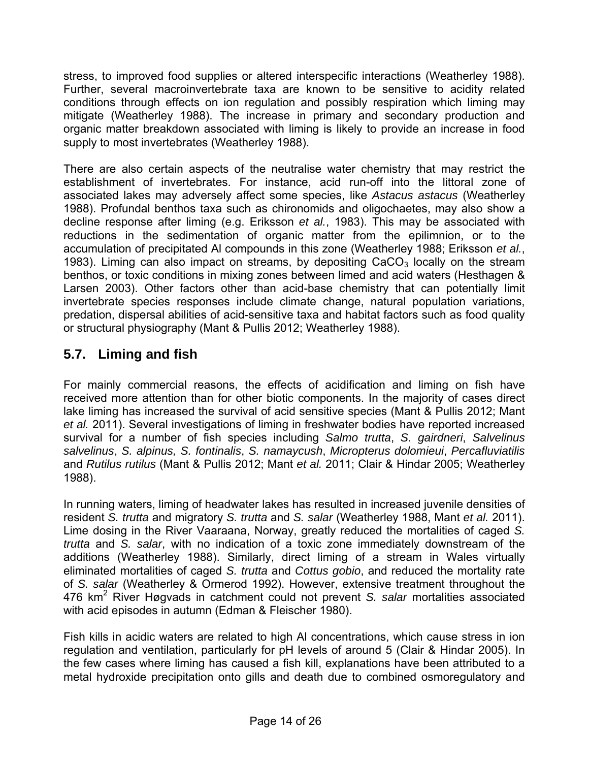stress, to improved food supplies or altered interspecific interactions (Weatherley 1988). Further, several macroinvertebrate taxa are known to be sensitive to acidity related conditions through effects on ion regulation and possibly respiration which liming may mitigate (Weatherley 1988). The increase in primary and secondary production and organic matter breakdown associated with liming is likely to provide an increase in food supply to most invertebrates (Weatherley 1988).

There are also certain aspects of the neutralise water chemistry that may restrict the establishment of invertebrates. For instance, acid run-off into the littoral zone of associated lakes may adversely affect some species, like *Astacus astacus* (Weatherley 1988). Profundal benthos taxa such as chironomids and oligochaetes, may also show a decline response after liming (e.g. Eriksson *et al.*, 1983). This may be associated with reductions in the sedimentation of organic matter from the epilimnion, or to the accumulation of precipitated Al compounds in this zone (Weatherley 1988; Eriksson *et al.*, 1983). Liming can also impact on streams, by depositing $CaCO_3$ locally on the stream benthos, or toxic conditions in mixing zones between limed and acid waters (Hesthagen & Larsen 2003). Other factors other than acid-base chemistry that can potentially limit invertebrate species responses include climate change, natural population variations, predation, dispersal abilities of acid-sensitive taxa and habitat factors such as food quality or structural physiography (Mant & Pullis 2012; Weatherley 1988).

## 5.7. Liming and fish

For mainly commercial reasons, the effects of acidification and liming on fish have received more attention than for other biotic components. In the majority of cases direct lake liming has increased the survival of acid sensitive species (Mant & Pullis 2012; Mant *et al.* 2011). Several investigations of liming in freshwater bodies have reported increased survival for a number of fish species including *Salmo trutta*, *S. gairdneri*, *Salvelinus salvelinus*, *S. alpinus, S. fontinalis*, *S. namaycush*, *Micropterus dolomieui*, *Percafluviatilis* and *Rutilus rutilus* (Mant & Pullis 2012; Mant *et al.* 2011; Clair & Hindar 2005; Weatherley 1988).

In running waters, liming of headwater lakes has resulted in increased juvenile densities of resident *S. trutta* and migratory *S. trutta* and *S. salar* (Weatherley 1988, Mant *et al.* 2011). Lime dosing in the River Vaaraana, Norway, greatly reduced the mortalities of caged *S. trutta* and *S. salar*, with no indication of a toxic zone immediately downstream of the additions (Weatherley 1988). Similarly, direct liming of a stream in Wales virtually eliminated mortalities of caged *S. trutta* and *Cottus gobio*, and reduced the mortality rate of *S. salar* (Weatherley & Ormerod 1992). However, extensive treatment throughout the 476 $km^2$ River Høgvads in catchment could not prevent *S. salar* mortalities associated with acid episodes in autumn (Edman & Fleischer 1980).

Fish kills in acidic waters are related to high Al concentrations, which cause stress in ion regulation and ventilation, particularly for pH levels of around 5 (Clair & Hindar 2005). In the few cases where liming has caused a fish kill, explanations have been attributed to a metal hydroxide precipitation onto gills and death due to combined osmoregulatory and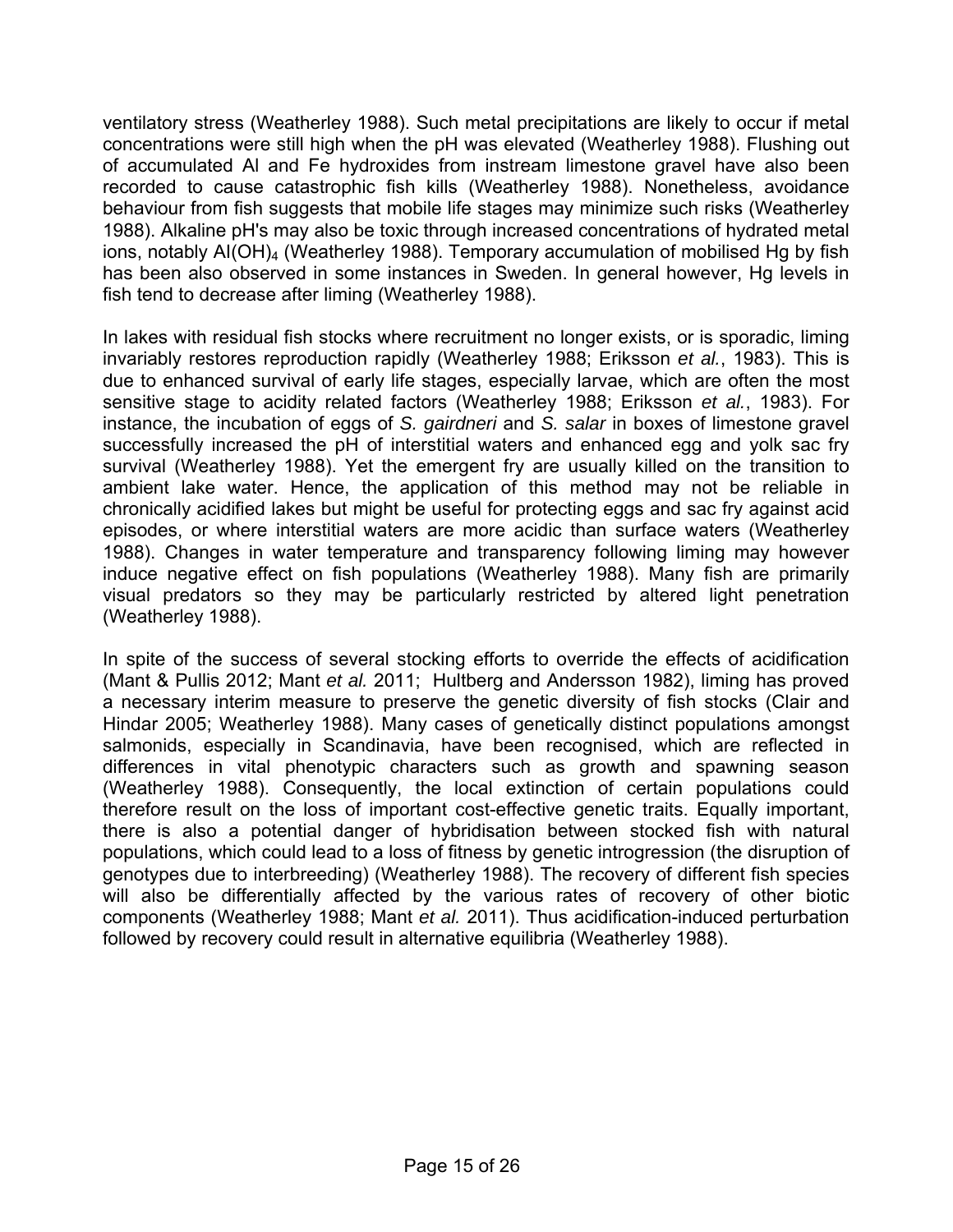ventilatory stress (Weatherley 1988). Such metal precipitations are likely to occur if metal concentrations were still high when the pH was elevated (Weatherley 1988). Flushing out of accumulated Al and Fe hydroxides from instream limestone gravel have also been recorded to cause catastrophic fish kills (Weatherley 1988). Nonetheless, avoidance behaviour from fish suggests that mobile life stages may minimize such risks (Weatherley 1988). Alkaline pH's may also be toxic through increased concentrations of hydrated metal ions, notably $Al(OH)_4$ (Weatherley 1988). Temporary accumulation of mobilised Hg by fish has been also observed in some instances in Sweden. In general however, Hg levels in fish tend to decrease after liming (Weatherley 1988).

In lakes with residual fish stocks where recruitment no longer exists, or is sporadic, liming invariably restores reproduction rapidly (Weatherley 1988; Eriksson *et al.*, 1983). This is due to enhanced survival of early life stages, especially larvae, which are often the most sensitive stage to acidity related factors (Weatherley 1988; Eriksson *et al.*, 1983). For instance, the incubation of eggs of *S. gairdneri* and *S. salar* in boxes of limestone gravel successfully increased the pH of interstitial waters and enhanced egg and yolk sac fry survival (Weatherley 1988). Yet the emergent fry are usually killed on the transition to ambient lake water. Hence, the application of this method may not be reliable in chronically acidified lakes but might be useful for protecting eggs and sac fry against acid episodes, or where interstitial waters are more acidic than surface waters (Weatherley 1988). Changes in water temperature and transparency following liming may however induce negative effect on fish populations (Weatherley 1988). Many fish are primarily visual predators so they may be particularly restricted by altered light penetration (Weatherley 1988).

In spite of the success of several stocking efforts to override the effects of acidification (Mant & Pullis 2012; Mant *et al.* 2011; Hultberg and Andersson 1982), liming has proved a necessary interim measure to preserve the genetic diversity of fish stocks (Clair and Hindar 2005; Weatherley 1988). Many cases of genetically distinct populations amongst salmonids, especially in Scandinavia, have been recognised, which are reflected in differences in vital phenotypic characters such as growth and spawning season (Weatherley 1988). Consequently, the local extinction of certain populations could therefore result on the loss of important cost-effective genetic traits. Equally important, there is also a potential danger of hybridisation between stocked fish with natural populations, which could lead to a loss of fitness by genetic introgression (the disruption of genotypes due to interbreeding) (Weatherley 1988). The recovery of different fish species will also be differentially affected by the various rates of recovery of other biotic components (Weatherley 1988; Mant *et al.* 2011). Thus acidification-induced perturbation followed by recovery could result in alternative equilibria (Weatherley 1988).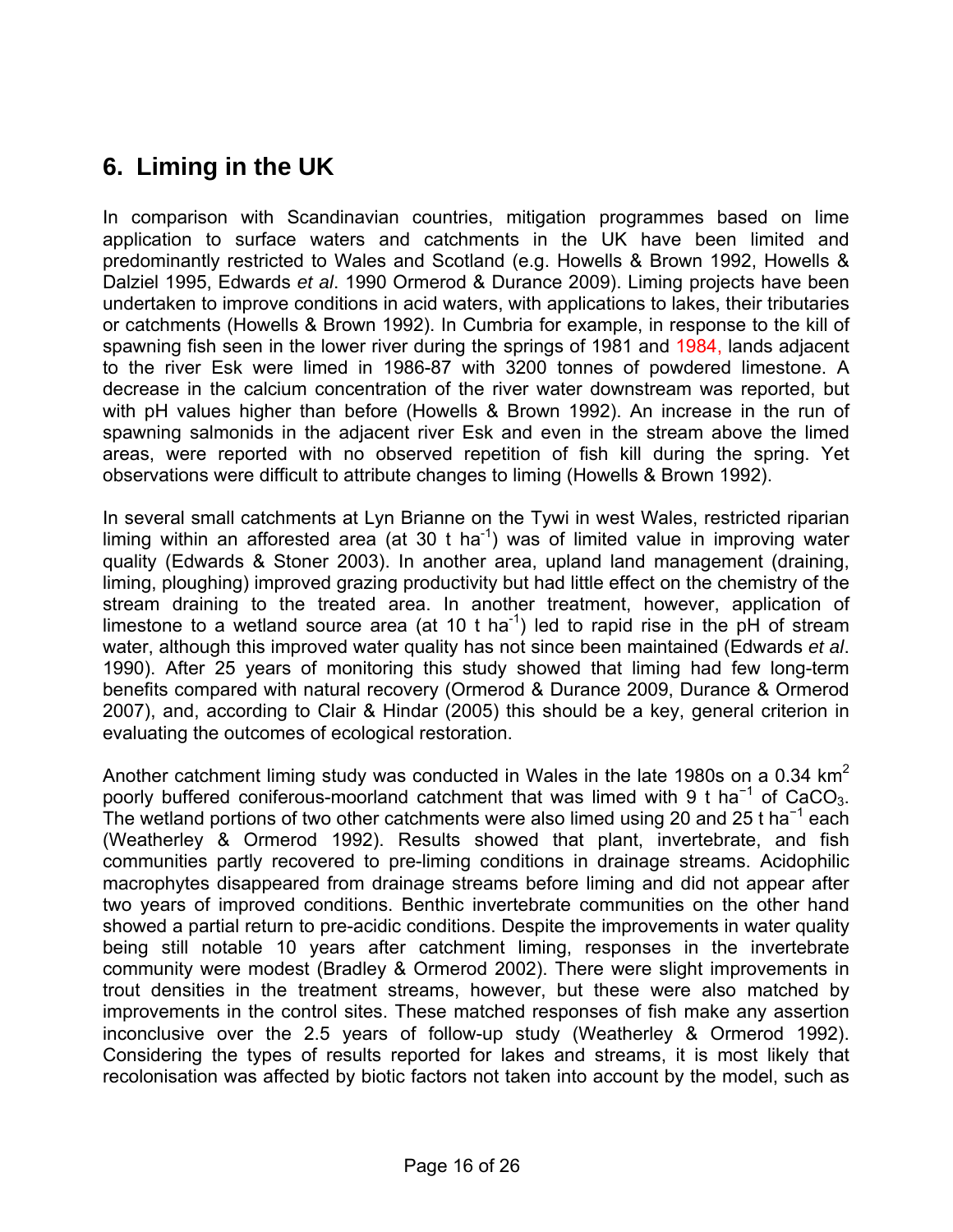## 6. Liming in the UK

In comparison with Scandinavian countries, mitigation programmes based on lime application to surface waters and catchments in the UK have been limited and predominantly restricted to Wales and Scotland (e.g. Howells & Brown 1992, Howells & Dalziel 1995, Edwards *et al*. 1990 Ormerod & Durance 2009). Liming projects have been undertaken to improve conditions in acid waters, with applications to lakes, their tributaries or catchments (Howells & Brown 1992). In Cumbria for example, in response to the kill of spawning fish seen in the lower river during the springs of 1981 and 1984, lands adjacent to the river Esk were limed in 1986-87 with 3200 tonnes of powdered limestone. A decrease in the calcium concentration of the river water downstream was reported, but with pH values higher than before (Howells & Brown 1992). An increase in the run of spawning salmonids in the adjacent river Esk and even in the stream above the limed areas, were reported with no observed repetition of fish kill during the spring. Yet observations were difficult to attribute changes to liming (Howells & Brown 1992).

In several small catchments at Lyn Brianne on the Tywi in west Wales, restricted riparian liming within an afforested area (at 30 t $ha^{-1}$) was of limited value in improving water quality (Edwards & Stoner 2003). In another area, upland land management (draining, liming, ploughing) improved grazing productivity but had little effect on the chemistry of the stream draining to the treated area. In another treatment, however, application of limestone to a wetland source area (at 10 t $ha^{-1}$) led to rapid rise in the pH of stream water, although this improved water quality has not since been maintained (Edwards *et al*. 1990). After 25 years of monitoring this study showed that liming had few long-term benefits compared with natural recovery (Ormerod & Durance 2009, Durance & Ormerod 2007), and, according to Clair & Hindar (2005) this should be a key, general criterion in evaluating the outcomes of ecological restoration.

Another catchment liming study was conducted in Wales in the late 1980s on a 0.34 $km^2$ poorly buffered coniferous-moorland catchment that was limed with 9 t $ha^{-1}$ of $CaCO_3$. The wetland portions of two other catchments were also limed using 20 and 25 t $ha^{-1}$ each (Weatherley & Ormerod 1992). Results showed that plant, invertebrate, and fish communities partly recovered to pre-liming conditions in drainage streams. Acidophilic macrophytes disappeared from drainage streams before liming and did not appear after two years of improved conditions. Benthic invertebrate communities on the other hand showed a partial return to pre-acidic conditions. Despite the improvements in water quality being still notable 10 years after catchment liming, responses in the invertebrate community were modest (Bradley & Ormerod 2002). There were slight improvements in trout densities in the treatment streams, however, but these were also matched by improvements in the control sites. These matched responses of fish make any assertion inconclusive over the 2.5 years of follow-up study (Weatherley & Ormerod 1992). Considering the types of results reported for lakes and streams, it is most likely that recolonisation was affected by biotic factors not taken into account by the model, such as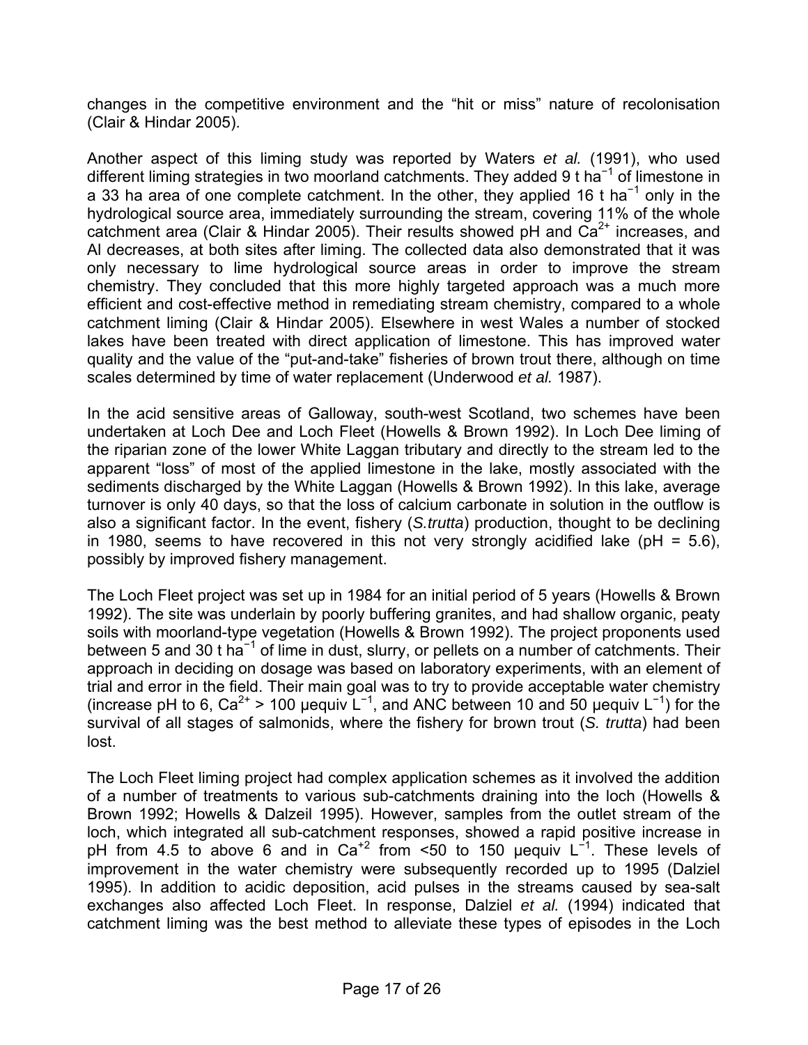changes in the competitive environment and the "hit or miss" nature of recolonisation (Clair & Hindar 2005).

Another aspect of this liming study was reported by Waters *et al.* (1991), who used different liming strategies in two moorland catchments. They added 9 t $ha^{-1}$ of limestone in a 33 ha area of one complete catchment. In the other, they applied 16 t $ha^{-1}$ only in the hydrological source area, immediately surrounding the stream, covering 11% of the whole catchment area (Clair & Hindar 2005). Their results showed pH and $Ca^{2+}$ increases, and Al decreases, at both sites after liming. The collected data also demonstrated that it was only necessary to lime hydrological source areas in order to improve the stream chemistry. They concluded that this more highly targeted approach was a much more efficient and cost-effective method in remediating stream chemistry, compared to a whole catchment liming (Clair & Hindar 2005). Elsewhere in west Wales a number of stocked lakes have been treated with direct application of limestone. This has improved water quality and the value of the "put-and-take" fisheries of brown trout there, although on time scales determined by time of water replacement (Underwood *et al.* 1987).

In the acid sensitive areas of Galloway, south-west Scotland, two schemes have been undertaken at Loch Dee and Loch Fleet (Howells & Brown 1992). In Loch Dee liming of the riparian zone of the lower White Laggan tributary and directly to the stream led to the apparent "loss" of most of the applied limestone in the lake, mostly associated with the sediments discharged by the White Laggan (Howells & Brown 1992). In this lake, average turnover is only 40 days, so that the loss of calcium carbonate in solution in the outflow is also a significant factor. In the event, fishery (*S.trutta*) production, thought to be declining in 1980, seems to have recovered in this not very strongly acidified lake (pH = 5.6), possibly by improved fishery management.

The Loch Fleet project was set up in 1984 for an initial period of 5 years (Howells & Brown 1992). The site was underlain by poorly buffering granites, and had shallow organic, peaty soils with moorland-type vegetation (Howells & Brown 1992). The project proponents used between 5 and 30 t $ha^{-1}$ of lime in dust, slurry, or pellets on a number of catchments. Their approach in deciding on dosage was based on laboratory experiments, with an element of trial and error in the field. Their main goal was to try to provide acceptable water chemistry (increase pH to 6, $Ca^{2+}$ > 100 µequiv $L^{-1}$, and ANC between 10 and 50 µequiv $L^{-1}$) for the survival of all stages of salmonids, where the fishery for brown trout (*S. trutta*) had been lost.

The Loch Fleet liming project had complex application schemes as it involved the addition of a number of treatments to various sub-catchments draining into the loch (Howells & Brown 1992; Howells & Dalzeil 1995). However, samples from the outlet stream of the loch, which integrated all sub-catchment responses, showed a rapid positive increase in pH from 4.5 to above 6 and in $Ca^{+2}$ from <50 to 150 µequiv $L^{-1}$. These levels of improvement in the water chemistry were subsequently recorded up to 1995 (Dalziel 1995). In addition to acidic deposition, acid pulses in the streams caused by sea-salt exchanges also affected Loch Fleet. In response, Dalziel *et al.* (1994) indicated that catchment liming was the best method to alleviate these types of episodes in the Loch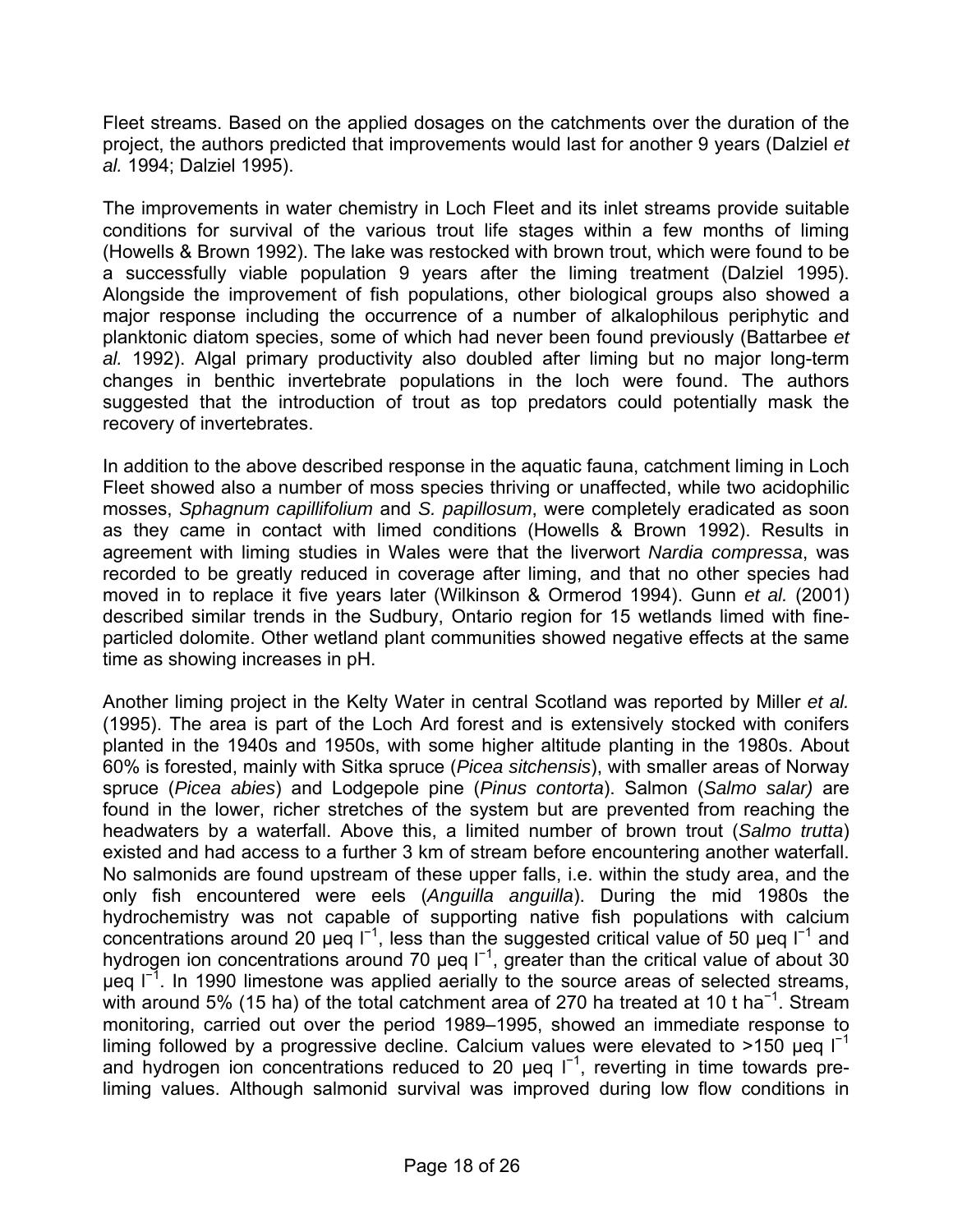Fleet streams. Based on the applied dosages on the catchments over the duration of the project, the authors predicted that improvements would last for another 9 years (Dalziel *et al.* 1994; Dalziel 1995).

The improvements in water chemistry in Loch Fleet and its inlet streams provide suitable conditions for survival of the various trout life stages within a few months of liming (Howells & Brown 1992). The lake was restocked with brown trout, which were found to be a successfully viable population 9 years after the liming treatment (Dalziel 1995). Alongside the improvement of fish populations, other biological groups also showed a major response including the occurrence of a number of alkalophilous periphytic and planktonic diatom species, some of which had never been found previously (Battarbee *et al.* 1992). Algal primary productivity also doubled after liming but no major long-term changes in benthic invertebrate populations in the loch were found. The authors suggested that the introduction of trout as top predators could potentially mask the recovery of invertebrates.

In addition to the above described response in the aquatic fauna, catchment liming in Loch Fleet showed also a number of moss species thriving or unaffected, while two acidophilic mosses, *Sphagnum capillifolium* and *S. papillosum*, were completely eradicated as soon as they came in contact with limed conditions (Howells & Brown 1992). Results in agreement with liming studies in Wales were that the liverwort *Nardia compressa*, was recorded to be greatly reduced in coverage after liming, and that no other species had moved in to replace it five years later (Wilkinson & Ormerod 1994). Gunn *et al.* (2001) described similar trends in the Sudbury, Ontario region for 15 wetlands limed with fine-particled dolomite. Other wetland plant communities showed negative effects at the same time as showing increases in pH.

Another liming project in the Kelty Water in central Scotland was reported by Miller *et al.* (1995). The area is part of the Loch Ard forest and is extensively stocked with conifers planted in the 1940s and 1950s, with some higher altitude planting in the 1980s. About 60% is forested, mainly with Sitka spruce (*Picea sitchensis*), with smaller areas of Norway spruce (*Picea abies*) and Lodgepole pine (*Pinus contorta*). Salmon (*Salmo salar)* are found in the lower, richer stretches of the system but are prevented from reaching the headwaters by a waterfall. Above this, a limited number of brown trout (*Salmo trutta*) existed and had access to a further 3 km of stream before encountering another waterfall. No salmonids are found upstream of these upper falls, i.e. within the study area, and the only fish encountered were eels (*Anguilla anguilla*). During the mid 1980s the hydrochemistry was not capable of supporting native fish populations with calcium concentrations around 20 μeq $l^{-1}$, less than the suggested critical value of 50 μeq $l^{-1}$ and hydrogen ion concentrations around 70 μeq $l^{-1}$, greater than the critical value of about 30 μeq $l^{-1}$. In 1990 limestone was applied aerially to the source areas of selected streams, with around 5% (15 ha) of the total catchment area of 270 ha treated at 10 t $ha^{-1}$. Stream monitoring, carried out over the period 1989–1995, showed an immediate response to liming followed by a progressive decline. Calcium values were elevated to >150 μeq $l^{-1}$ and hydrogen ion concentrations reduced to 20 μeq $l^{-1}$, reverting in time towards pre-liming values. Although salmonid survival was improved during low flow conditions in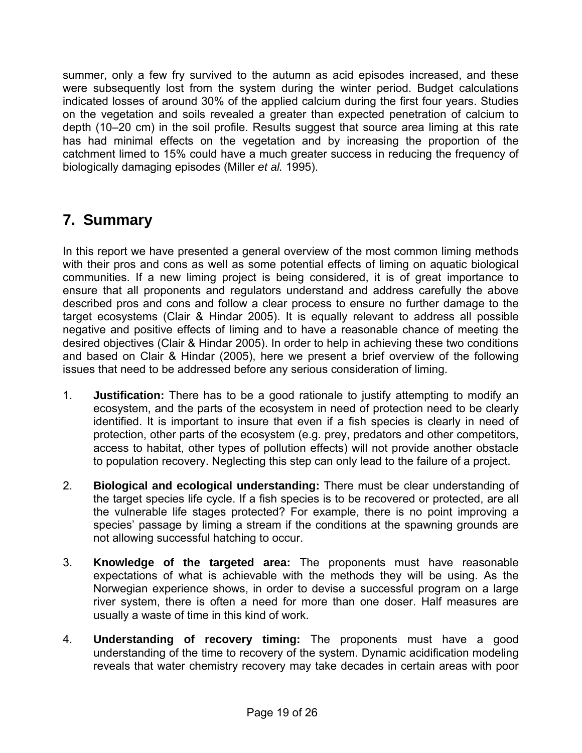summer, only a few fry survived to the autumn as acid episodes increased, and these were subsequently lost from the system during the winter period. Budget calculations indicated losses of around 30% of the applied calcium during the first four years. Studies on the vegetation and soils revealed a greater than expected penetration of calcium to depth (10–20 cm) in the soil profile. Results suggest that source area liming at this rate has had minimal effects on the vegetation and by increasing the proportion of the catchment limed to 15% could have a much greater success in reducing the frequency of biologically damaging episodes (Miller *et al.* 1995).

## 7. Summary

In this report we have presented a general overview of the most common liming methods with their pros and cons as well as some potential effects of liming on aquatic biological communities. If a new liming project is being considered, it is of great importance to ensure that all proponents and regulators understand and address carefully the above described pros and cons and follow a clear process to ensure no further damage to the target ecosystems (Clair & Hindar 2005). It is equally relevant to address all possible negative and positive effects of liming and to have a reasonable chance of meeting the desired objectives (Clair & Hindar 2005). In order to help in achieving these two conditions and based on Clair & Hindar (2005), here we present a brief overview of the following issues that need to be addressed before any serious consideration of liming.

1. **Justification:** There has to be a good rationale to justify attempting to modify an ecosystem, and the parts of the ecosystem in need of protection need to be clearly identified. It is important to insure that even if a fish species is clearly in need of protection, other parts of the ecosystem (e.g. prey, predators and other competitors, access to habitat, other types of pollution effects) will not provide another obstacle to population recovery. Neglecting this step can only lead to the failure of a project.

2. **Biological and ecological understanding:** There must be clear understanding of the target species life cycle. If a fish species is to be recovered or protected, are all the vulnerable life stages protected? For example, there is no point improving a species' passage by liming a stream if the conditions at the spawning grounds are not allowing successful hatching to occur.

3. **Knowledge of the targeted area:** The proponents must have reasonable expectations of what is achievable with the methods they will be using. As the Norwegian experience shows, in order to devise a successful program on a large river system, there is often a need for more than one doser. Half measures are usually a waste of time in this kind of work.

4. **Understanding of recovery timing:** The proponents must have a good understanding of the time to recovery of the system. Dynamic acidification modeling reveals that water chemistry recovery may take decades in certain areas with poor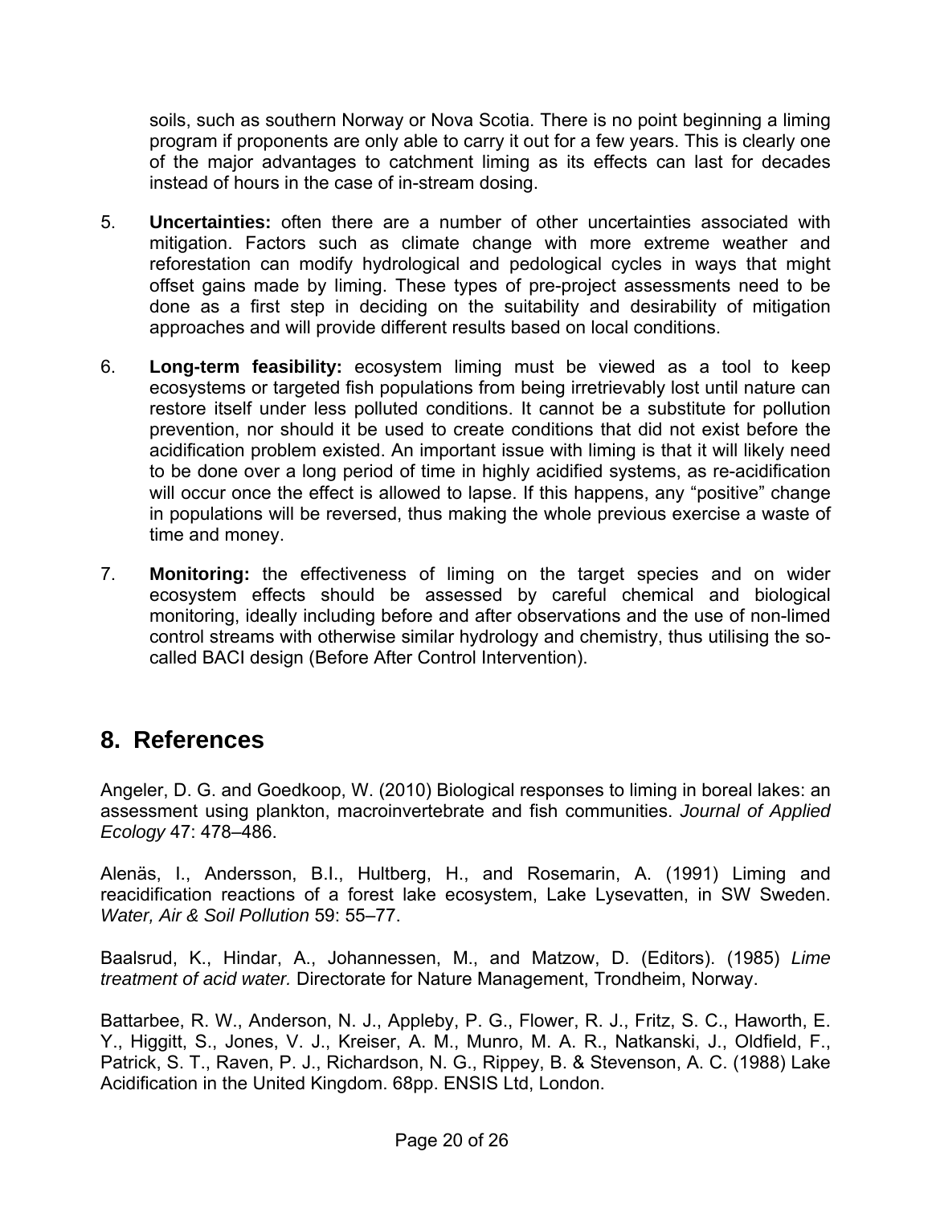soils, such as southern Norway or Nova Scotia. There is no point beginning a liming program if proponents are only able to carry it out for a few years. This is clearly one of the major advantages to catchment liming as its effects can last for decades instead of hours in the case of in-stream dosing.

5. **Uncertainties:** often there are a number of other uncertainties associated with mitigation. Factors such as climate change with more extreme weather and reforestation can modify hydrological and pedological cycles in ways that might offset gains made by liming. These types of pre-project assessments need to be done as a first step in deciding on the suitability and desirability of mitigation approaches and will provide different results based on local conditions.

6. **Long-term feasibility:** ecosystem liming must be viewed as a tool to keep ecosystems or targeted fish populations from being irretrievably lost until nature can restore itself under less polluted conditions. It cannot be a substitute for pollution prevention, nor should it be used to create conditions that did not exist before the acidification problem existed. An important issue with liming is that it will likely need to be done over a long period of time in highly acidified systems, as re-acidification will occur once the effect is allowed to lapse. If this happens, any "positive" change in populations will be reversed, thus making the whole previous exercise a waste of time and money.

7. **Monitoring:** the effectiveness of liming on the target species and on wider ecosystem effects should be assessed by careful chemical and biological monitoring, ideally including before and after observations and the use of non-limed control streams with otherwise similar hydrology and chemistry, thus utilising the so-called BACI design (Before After Control Intervention).

## 8. References

Angeler, D. G. and Goedkoop, W. (2010) Biological responses to liming in boreal lakes: an assessment using plankton, macroinvertebrate and fish communities. *Journal of Applied Ecology* 47: 478–486.

Alenäs, I., Andersson, B.I., Hultberg, H., and Rosemarin, A. (1991) Liming and reacidification reactions of a forest lake ecosystem, Lake Lysevatten, in SW Sweden. *Water, Air & Soil Pollution* 59: 55–77.

Baalsrud, K., Hindar, A., Johannessen, M., and Matzow, D. (Editors). (1985) *Lime treatment of acid water.* Directorate for Nature Management, Trondheim, Norway.

Battarbee, R. W., Anderson, N. J., Appleby, P. G., Flower, R. J., Fritz, S. C., Haworth, E. Y., Higgitt, S., Jones, V. J., Kreiser, A. M., Munro, M. A. R., Natkanski, J., Oldfield, F., Patrick, S. T., Raven, P. J., Richardson, N. G., Rippey, B. & Stevenson, A. C. (1988) Lake Acidification in the United Kingdom. 68pp. ENSIS Ltd, London.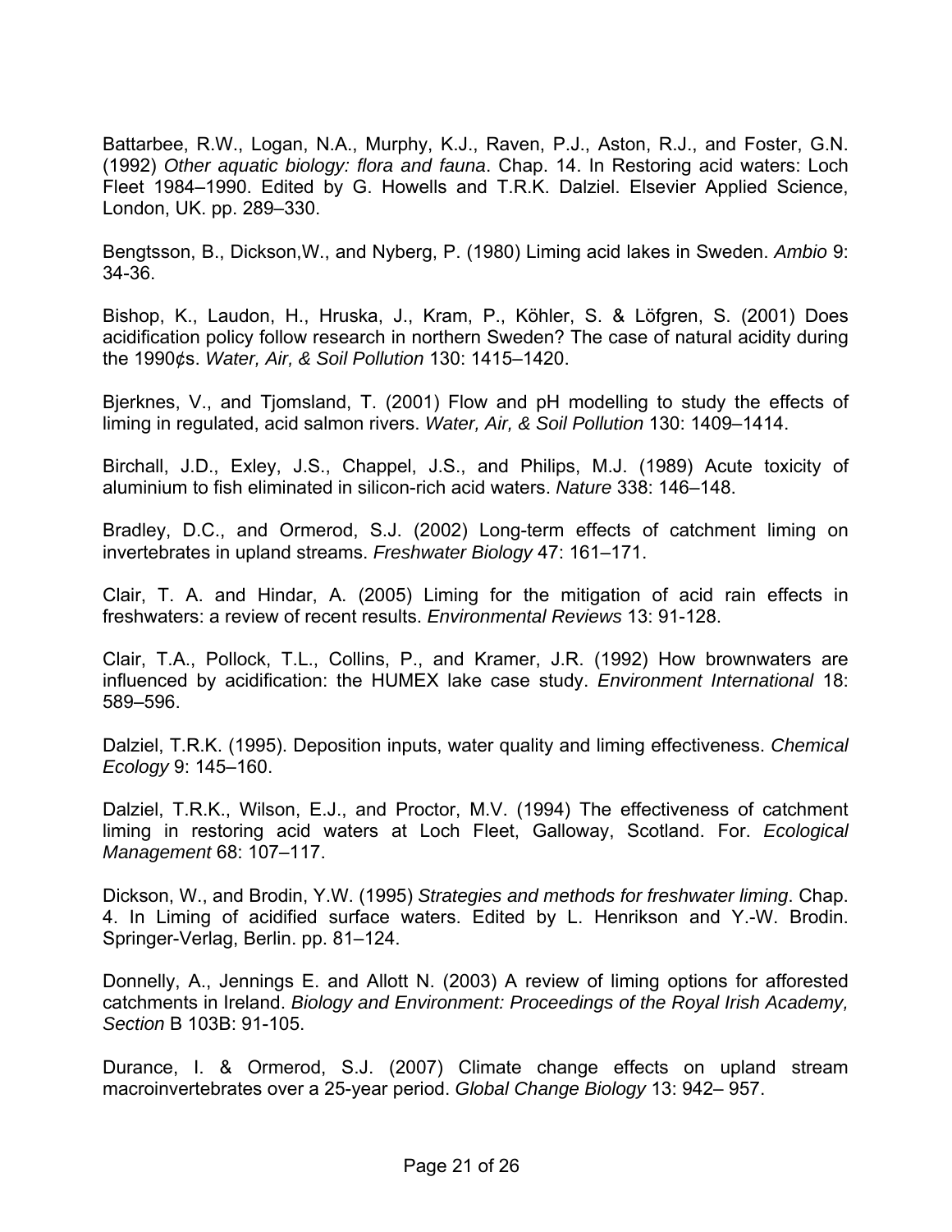Battarbee, R.W., Logan, N.A., Murphy, K.J., Raven, P.J., Aston, R.J., and Foster, G.N. (1992) *Other aquatic biology: flora and fauna*. Chap. 14. In Restoring acid waters: Loch Fleet 1984–1990. Edited by G. Howells and T.R.K. Dalziel. Elsevier Applied Science, London, UK. pp. 289–330.

Bengtsson, B., Dickson,W., and Nyberg, P. (1980) Liming acid lakes in Sweden. *Ambio* 9: 34-36.

Bishop, K., Laudon, H., Hruska, J., Kram, P., Köhler, S. & Löfgren, S. (2001) Does acidification policy follow research in northern Sweden? The case of natural acidity during the 1990¢s. *Water, Air, & Soil Pollution* 130: 1415–1420.

Bjerknes, V., and Tjomsland, T. (2001) Flow and pH modelling to study the effects of liming in regulated, acid salmon rivers. *Water, Air, & Soil Pollution* 130: 1409–1414.

Birchall, J.D., Exley, J.S., Chappel, J.S., and Philips, M.J. (1989) Acute toxicity of aluminium to fish eliminated in silicon-rich acid waters. *Nature* 338: 146–148.

Bradley, D.C., and Ormerod, S.J. (2002) Long-term effects of catchment liming on invertebrates in upland streams. *Freshwater Biology* 47: 161–171.

Clair, T. A. and Hindar, A. (2005) Liming for the mitigation of acid rain effects in freshwaters: a review of recent results. *Environmental Reviews* 13: 91-128.

Clair, T.A., Pollock, T.L., Collins, P., and Kramer, J.R. (1992) How brownwaters are influenced by acidification: the HUMEX lake case study. *Environment International* 18: 589–596.

Dalziel, T.R.K. (1995). Deposition inputs, water quality and liming effectiveness. *Chemical Ecology* 9: 145–160.

Dalziel, T.R.K., Wilson, E.J., and Proctor, M.V. (1994) The effectiveness of catchment liming in restoring acid waters at Loch Fleet, Galloway, Scotland. For. *Ecological Management* 68: 107–117.

Dickson, W., and Brodin, Y.W. (1995) *Strategies and methods for freshwater liming*. Chap. 4. In Liming of acidified surface waters. Edited by L. Henrikson and Y.-W. Brodin. Springer-Verlag, Berlin. pp. 81–124.

Donnelly, A., Jennings E. and Allott N. (2003) A review of liming options for afforested catchments in Ireland. *Biology and Environment: Proceedings of the Royal Irish Academy, Section* B 103B: 91-105.

Durance, I. & Ormerod, S.J. (2007) Climate change effects on upland stream macroinvertebrates over a 25-year period. *Global Change Biology* 13: 942– 957.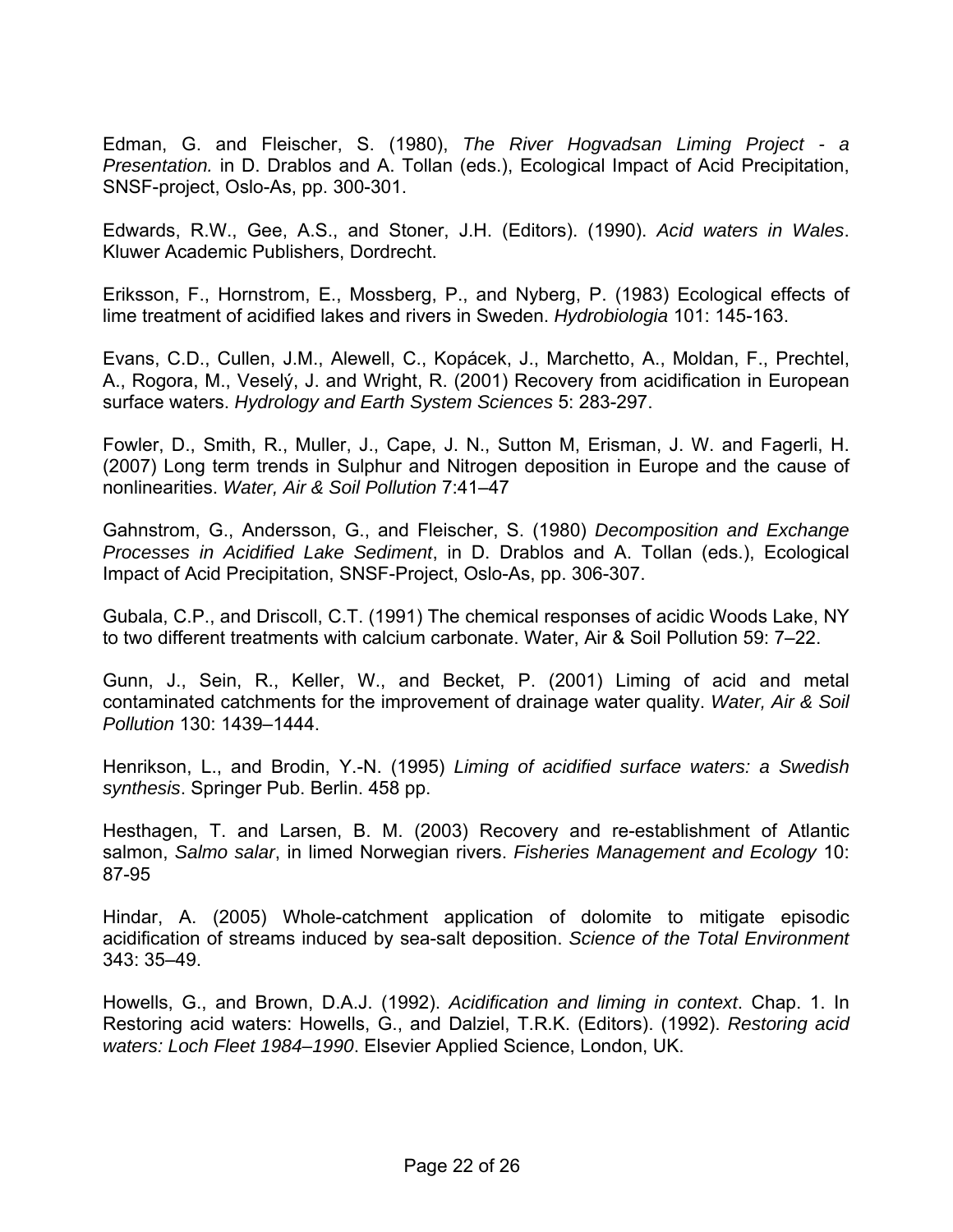Edman, G. and Fleischer, S. (1980), *The River Hogvadsan Liming Project - a Presentation.* in D. Drablos and A. Tollan (eds.), Ecological Impact of Acid Precipitation, SNSF-project, Oslo-As, pp. 300-301.

Edwards, R.W., Gee, A.S., and Stoner, J.H. (Editors). (1990). *Acid waters in Wales*. Kluwer Academic Publishers, Dordrecht.

Eriksson, F., Hornstrom, E., Mossberg, P., and Nyberg, P. (1983) Ecological effects of lime treatment of acidified lakes and rivers in Sweden. *Hydrobiologia* 101: 145-163.

Evans, C.D., Cullen, J.M., Alewell, C., Kopácek, J., Marchetto, A., Moldan, F., Prechtel, A., Rogora, M., Veselý, J. and Wright, R. (2001) Recovery from acidification in European surface waters. *Hydrology and Earth System Sciences* 5: 283-297.

Fowler, D., Smith, R., Muller, J., Cape, J. N., Sutton M, Erisman, J. W. and Fagerli, H. (2007) Long term trends in Sulphur and Nitrogen deposition in Europe and the cause of nonlinearities. *Water, Air & Soil Pollution* 7:41–47

Gahnstrom, G., Andersson, G., and Fleischer, S. (1980) *Decomposition and Exchange Processes in Acidified Lake Sediment*, in D. Drablos and A. Tollan (eds.), Ecological Impact of Acid Precipitation, SNSF-Project, Oslo-As, pp. 306-307.

Gubala, C.P., and Driscoll, C.T. (1991) The chemical responses of acidic Woods Lake, NY to two different treatments with calcium carbonate. Water, Air & Soil Pollution 59: 7–22.

Gunn, J., Sein, R., Keller, W., and Becket, P. (2001) Liming of acid and metal contaminated catchments for the improvement of drainage water quality. *Water, Air & Soil Pollution* 130: 1439–1444.

Henrikson, L., and Brodin, Y.-N. (1995) *Liming of acidified surface waters: a Swedish synthesis*. Springer Pub. Berlin. 458 pp.

Hesthagen, T. and Larsen, B. M. (2003) Recovery and re-establishment of Atlantic salmon, *Salmo salar*, in limed Norwegian rivers. *Fisheries Management and Ecology* 10: 87-95

Hindar, A. (2005) Whole-catchment application of dolomite to mitigate episodic acidification of streams induced by sea-salt deposition. *Science of the Total Environment* 343: 35–49.

Howells, G., and Brown, D.A.J. (1992). *Acidification and liming in context*. Chap. 1. In Restoring acid waters: Howells, G., and Dalziel, T.R.K. (Editors). (1992). *Restoring acid waters: Loch Fleet 1984–1990*. Elsevier Applied Science, London, UK.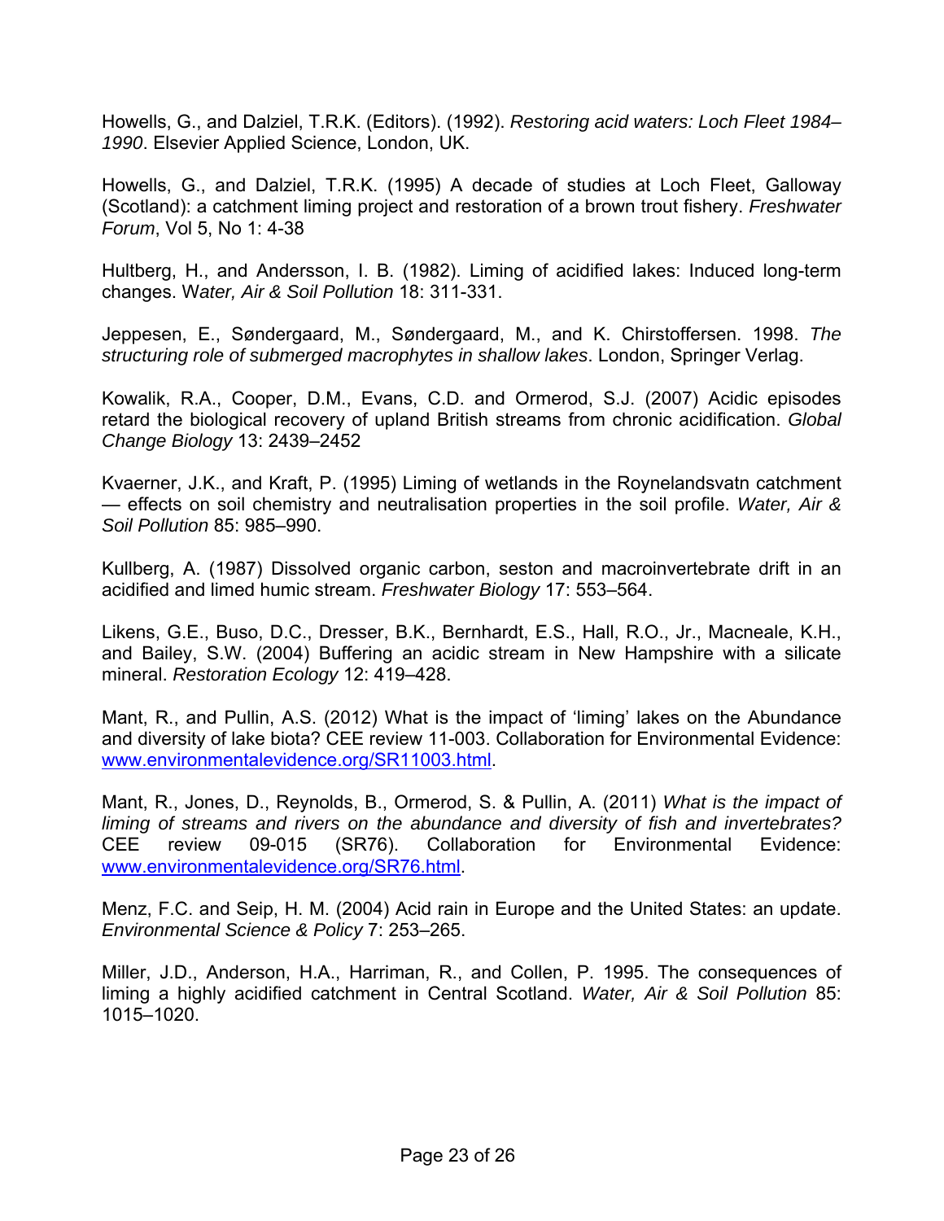Howells, G., and Dalziel, T.R.K. (Editors). (1992). *Restoring acid waters: Loch Fleet 1984–1990*. Elsevier Applied Science, London, UK.

Howells, G., and Dalziel, T.R.K. (1995) A decade of studies at Loch Fleet, Galloway (Scotland): a catchment liming project and restoration of a brown trout fishery. *Freshwater Forum*, Vol 5, No 1: 4-38

Hultberg, H., and Andersson, I. B. (1982). Liming of acidified lakes: Induced long-term changes. W*ater, Air & Soil Pollution* 18: 311-331.

Jeppesen, E., Søndergaard, M., Søndergaard, M., and K. Chirstoffersen. 1998. *The structuring role of submerged macrophytes in shallow lakes*. London, Springer Verlag.

Kowalik, R.A., Cooper, D.M., Evans, C.D. and Ormerod, S.J. (2007) Acidic episodes retard the biological recovery of upland British streams from chronic acidification. *Global Change Biology* 13: 2439–2452

Kvaerner, J.K., and Kraft, P. (1995) Liming of wetlands in the Roynelandsvatn catchment — effects on soil chemistry and neutralisation properties in the soil profile. *Water, Air & Soil Pollution* 85: 985–990.

Kullberg, A. (1987) Dissolved organic carbon, seston and macroinvertebrate drift in an acidified and limed humic stream. *Freshwater Biology* 17: 553–564.

Likens, G.E., Buso, D.C., Dresser, B.K., Bernhardt, E.S., Hall, R.O., Jr., Macneale, K.H., and Bailey, S.W. (2004) Buffering an acidic stream in New Hampshire with a silicate mineral. *Restoration Ecology* 12: 419–428.

Mant, R., and Pullin, A.S. (2012) What is the impact of 'liming' lakes on the Abundance and diversity of lake biota? CEE review 11-003. Collaboration for Environmental Evidence: www.environmentalevidence.org/SR11003.html.

Mant, R., Jones, D., Reynolds, B., Ormerod, S. & Pullin, A. (2011) *What is the impact of liming of streams and rivers on the abundance and diversity of fish and invertebrates?* CEE review 09-015 (SR76). Collaboration for Environmental Evidence: www.environmentalevidence.org/SR76.html.

Menz, F.C. and Seip, H. M. (2004) Acid rain in Europe and the United States: an update. *Environmental Science & Policy* 7: 253–265.

Miller, J.D., Anderson, H.A., Harriman, R., and Collen, P. 1995. The consequences of liming a highly acidified catchment in Central Scotland. *Water, Air & Soil Pollution* 85: 1015–1020.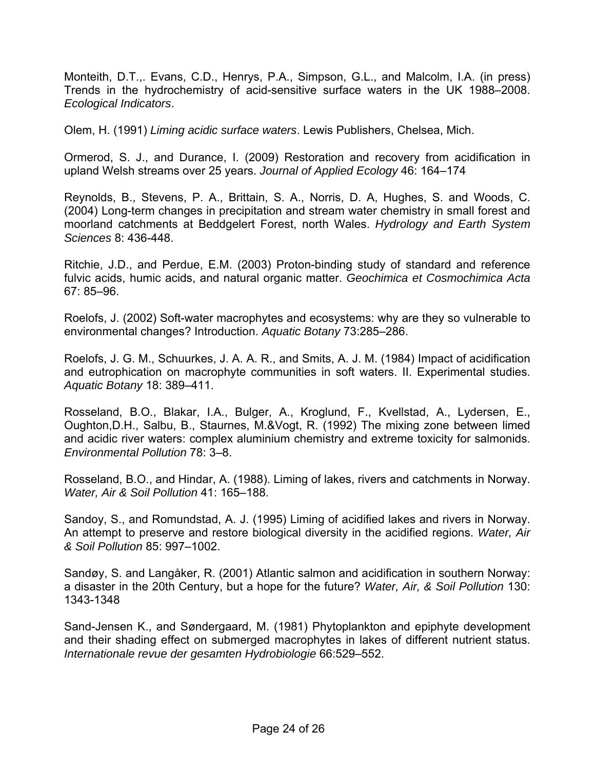Monteith, D.T.,. Evans, C.D., Henrys, P.A., Simpson, G.L., and Malcolm, I.A. (in press) Trends in the hydrochemistry of acid-sensitive surface waters in the UK 1988–2008. *Ecological Indicators*.

Olem, H. (1991) *Liming acidic surface waters*. Lewis Publishers, Chelsea, Mich.

Ormerod, S. J., and Durance, I. (2009) Restoration and recovery from acidification in upland Welsh streams over 25 years. *Journal of Applied Ecology* 46: 164–174

Reynolds, B., Stevens, P. A., Brittain, S. A., Norris, D. A, Hughes, S. and Woods, C. (2004) Long-term changes in precipitation and stream water chemistry in small forest and moorland catchments at Beddgelert Forest, north Wales. *Hydrology and Earth System Sciences* 8: 436-448.

Ritchie, J.D., and Perdue, E.M. (2003) Proton-binding study of standard and reference fulvic acids, humic acids, and natural organic matter. *Geochimica et Cosmochimica Acta* 67: 85–96.

Roelofs, J. (2002) Soft-water macrophytes and ecosystems: why are they so vulnerable to environmental changes? Introduction. *Aquatic Botany* 73:285–286.

Roelofs, J. G. M., Schuurkes, J. A. A. R., and Smits, A. J. M. (1984) Impact of acidification and eutrophication on macrophyte communities in soft waters. II. Experimental studies. *Aquatic Botany* 18: 389–411.

Rosseland, B.O., Blakar, I.A., Bulger, A., Kroglund, F., Kvellstad, A., Lydersen, E., Oughton,D.H., Salbu, B., Staurnes, M.&Vogt, R. (1992) The mixing zone between limed and acidic river waters: complex aluminium chemistry and extreme toxicity for salmonids. *Environmental Pollution* 78: 3–8.

Rosseland, B.O., and Hindar, A. (1988). Liming of lakes, rivers and catchments in Norway. *Water, Air & Soil Pollution* 41: 165–188.

Sandoy, S., and Romundstad, A. J. (1995) Liming of acidified lakes and rivers in Norway. An attempt to preserve and restore biological diversity in the acidified regions. *Water, Air & Soil Pollution* 85: 997–1002.

Sandøy, S. and Langåker, R. (2001) Atlantic salmon and acidification in southern Norway: a disaster in the 20th Century, but a hope for the future? *Water, Air, & Soil Pollution* 130: 1343-1348

Sand-Jensen K., and Søndergaard, M. (1981) Phytoplankton and epiphyte development and their shading effect on submerged macrophytes in lakes of different nutrient status. *Internationale revue der gesamten Hydrobiologie* 66:529–552.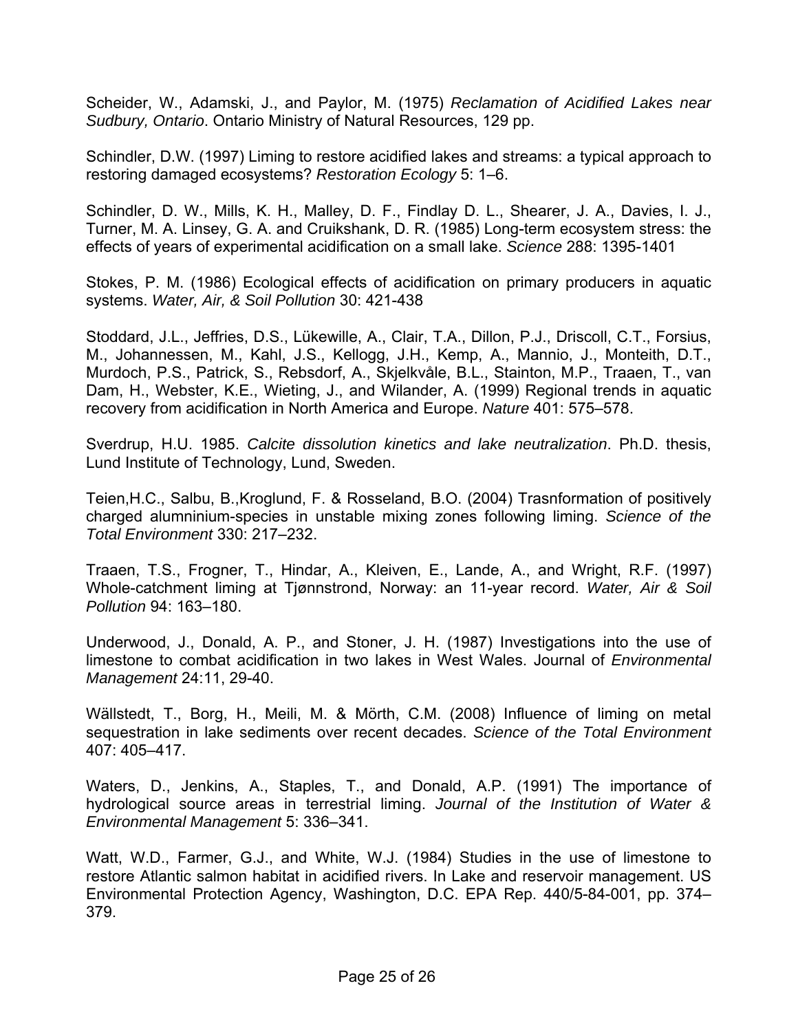Scheider, W., Adamski, J., and Paylor, M. (1975) *Reclamation of Acidified Lakes near Sudbury, Ontario*. Ontario Ministry of Natural Resources, 129 pp.

Schindler, D.W. (1997) Liming to restore acidified lakes and streams: a typical approach to restoring damaged ecosystems? *Restoration Ecology* 5: 1–6.

Schindler, D. W., Mills, K. H., Malley, D. F., Findlay D. L., Shearer, J. A., Davies, I. J., Turner, M. A. Linsey, G. A. and Cruikshank, D. R. (1985) Long-term ecosystem stress: the effects of years of experimental acidification on a small lake. *Science* 288: 1395-1401

Stokes, P. M. (1986) Ecological effects of acidification on primary producers in aquatic systems. *Water, Air, & Soil Pollution* 30: 421-438

Stoddard, J.L., Jeffries, D.S., Lükewille, A., Clair, T.A., Dillon, P.J., Driscoll, C.T., Forsius, M., Johannessen, M., Kahl, J.S., Kellogg, J.H., Kemp, A., Mannio, J., Monteith, D.T., Murdoch, P.S., Patrick, S., Rebsdorf, A., Skjelkvåle, B.L., Stainton, M.P., Traaen, T., van Dam, H., Webster, K.E., Wieting, J., and Wilander, A. (1999) Regional trends in aquatic recovery from acidification in North America and Europe. *Nature* 401: 575–578.

Sverdrup, H.U. 1985. *Calcite dissolution kinetics and lake neutralization*. Ph.D. thesis, Lund Institute of Technology, Lund, Sweden.

Teien,H.C., Salbu, B.,Kroglund, F. & Rosseland, B.O. (2004) Trasnformation of positively charged alumninium-species in unstable mixing zones following liming. *Science of the Total Environment* 330: 217–232.

Traaen, T.S., Frogner, T., Hindar, A., Kleiven, E., Lande, A., and Wright, R.F. (1997) Whole-catchment liming at Tjønnstrond, Norway: an 11-year record. *Water, Air & Soil Pollution* 94: 163–180.

Underwood, J., Donald, A. P., and Stoner, J. H. (1987) Investigations into the use of limestone to combat acidification in two lakes in West Wales. Journal of *Environmental Management* 24:11, 29-40.

Wällstedt, T., Borg, H., Meili, M. & Mörth, C.M. (2008) Influence of liming on metal sequestration in lake sediments over recent decades. *Science of the Total Environment* 407: 405–417.

Waters, D., Jenkins, A., Staples, T., and Donald, A.P. (1991) The importance of hydrological source areas in terrestrial liming. *Journal of the Institution of Water & Environmental Management* 5: 336–341.

Watt, W.D., Farmer, G.J., and White, W.J. (1984) Studies in the use of limestone to restore Atlantic salmon habitat in acidified rivers. In Lake and reservoir management. US Environmental Protection Agency, Washington, D.C. EPA Rep. 440/5-84-001, pp. 374–379.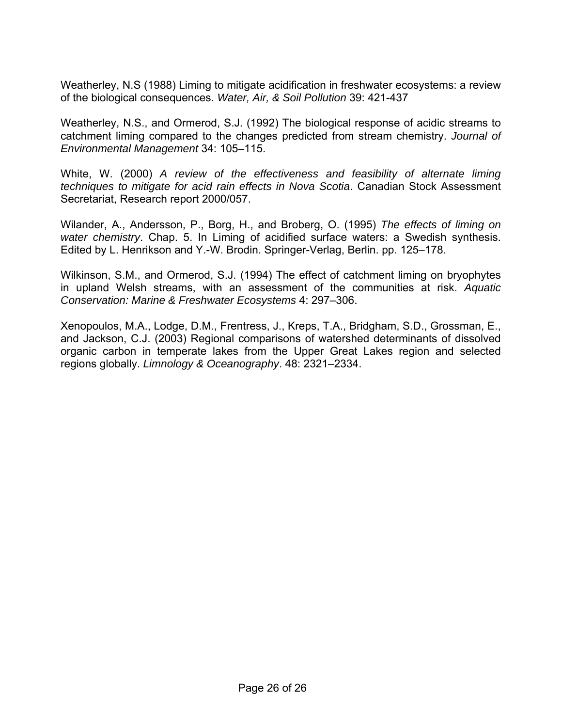Weatherley, N.S (1988) Liming to mitigate acidification in freshwater ecosystems: a review of the biological consequences. *Water, Air, & Soil Pollution* 39: 421-437

Weatherley, N.S., and Ormerod, S.J. (1992) The biological response of acidic streams to catchment liming compared to the changes predicted from stream chemistry. *Journal of Environmental Management* 34: 105–115.

White, W. (2000) *A review of the effectiveness and feasibility of alternate liming techniques to mitigate for acid rain effects in Nova Scotia*. Canadian Stock Assessment Secretariat, Research report 2000/057.

Wilander, A., Andersson, P., Borg, H., and Broberg, O. (1995) *The effects of liming on water chemistry*. Chap. 5. In Liming of acidified surface waters: a Swedish synthesis. Edited by L. Henrikson and Y.-W. Brodin. Springer-Verlag, Berlin. pp. 125–178.

Wilkinson, S.M., and Ormerod, S.J. (1994) The effect of catchment liming on bryophytes in upland Welsh streams, with an assessment of the communities at risk. *Aquatic Conservation: Marine & Freshwater Ecosystems* 4: 297–306.

Xenopoulos, M.A., Lodge, D.M., Frentress, J., Kreps, T.A., Bridgham, S.D., Grossman, E., and Jackson, C.J. (2003) Regional comparisons of watershed determinants of dissolved organic carbon in temperate lakes from the Upper Great Lakes region and selected regions globally. *Limnology & Oceanography*. 48: 2321–2334.